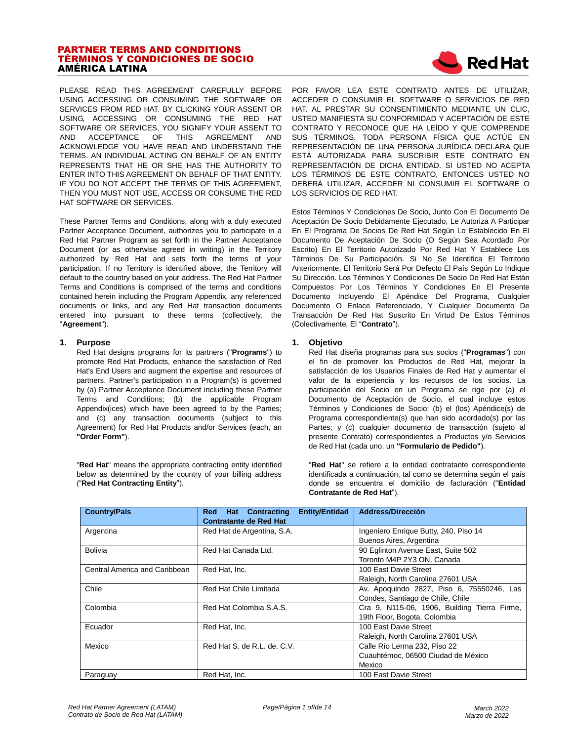# PARTNER TERMS AND CONDITIONS
# TÉRMINOS Y CONDICIONES DE SOCIO
# AMÉRICA LATINA

PLEASE READ THIS AGREEMENT CAREFULLY BEFORE USING ACCESSING OR CONSUMING THE SOFTWARE OR SERVICES FROM RED HAT. BY CLICKING YOUR ASSENT OR USING, ACCESSING OR CONSUMING THE RED HAT SOFTWARE OR SERVICES, YOU SIGNIFY YOUR ASSENT TO AND ACCEPTANCE OF THIS AGREEMENT AND ACKNOWLEDGE YOU HAVE READ AND UNDERSTAND THE TERMS. AN INDIVIDUAL ACTING ON BEHALF OF AN ENTITY REPRESENTS THAT HE OR SHE HAS THE AUTHORITY TO ENTER INTO THIS AGREEMENT ON BEHALF OF THAT ENTITY. IF YOU DO NOT ACCEPT THE TERMS OF THIS AGREEMENT, THEN YOU MUST NOT USE, ACCESS OR CONSUME THE RED HAT SOFTWARE OR SERVICES.

These Partner Terms and Conditions, along with a duly executed Partner Acceptance Document, authorizes you to participate in a Red Hat Partner Program as set forth in the Partner Acceptance Document (or as otherwise agreed in writing) in the Territory authorized by Red Hat and sets forth the terms of your participation. If no Territory is identified above, the Territory will default to the country based on your address. The Red Hat Partner Terms and Conditions is comprised of the terms and conditions contained herein including the Program Appendix, any referenced documents or links, and any Red Hat transaction documents entered into pursuant to these terms (collectively, the "**Agreement**").

## 1. Purpose

Red Hat designs programs for its partners ("**Programs**") to promote Red Hat Products, enhance the satisfaction of Red Hat's End Users and augment the expertise and resources of partners. Partner's participation in a Program(s) is governed by (a) Partner Acceptance Document including these Partner Terms and Conditions; (b) the applicable Program Appendix(ices) which have been agreed to by the Parties; and (c) any transaction documents (subject to this Agreement) for Red Hat Products and/or Services (each, an **"Order Form"**).

"**Red Hat**" means the appropriate contracting entity identified below as determined by the country of your billing address ("**Red Hat Contracting Entity**").

POR FAVOR LEA ESTE CONTRATO ANTES DE UTILIZAR, ACCEDER O CONSUMIR EL SOFTWARE O SERVICIOS DE RED HAT. AL PRESTAR SU CONSENTIMIENTO MEDIANTE UN CLIC, USTED MANIFIESTA SU CONFORMIDAD Y ACEPTACIÓN DE ESTE CONTRATO Y RECONOCE QUE HA LEÍDO Y QUE COMPRENDE SUS TÉRMINOS. TODA PERSONA FÍSICA QUE ACTÚE EN REPRESENTACIÓN DE UNA PERSONA JURÍDICA DECLARA QUE ESTÁ AUTORIZADA PARA SUSCRIBIR ESTE CONTRATO EN REPRESENTACIÓN DE DICHA ENTIDAD. SI USTED NO ACEPTA LOS TÉRMINOS DE ESTE CONTRATO, ENTONCES USTED NO DEBERÁ UTILIZAR, ACCEDER NI CONSUMIR EL SOFTWARE O LOS SERVICIOS DE RED HAT.

Estos Términos Y Condiciones De Socio, Junto Con El Documento De Aceptación De Socio Debidamente Ejecutado, Le Autoriza A Participar En El Programa De Socios De Red Hat Según Lo Establecido En El Documento De Aceptación De Socio (O Según Sea Acordado Por Escrito) En El Territorio Autorizado Por Red Hat Y Establece Los Términos De Su Participación. Si No Se Identifica El Territorio Anteriormente, El Territorio Será Por Defecto El País Según Lo Indique Su Dirección. Los Términos Y Condiciones De Socio De Red Hat Están Compuestos Por Los Términos Y Condiciones En El Presente Documento Incluyendo El Apéndice Del Programa, Cualquier Documento O Enlace Referenciado, Y Cualquier Documento De Transacción De Red Hat Suscrito En Virtud De Estos Términos (Colectivamente, El "**Contrato**").

## 1. Objetivo

Red Hat diseña programas para sus socios ("**Programas**") con el fin de promover los Productos de Red Hat, mejorar la satisfacción de los Usuarios Finales de Red Hat y aumentar el valor de la experiencia y los recursos de los socios. La participación del Socio en un Programa se rige por (a) el Documento de Aceptación de Socio, el cual incluye estos Términos y Condiciones de Socio; (b) el (los) Apéndice(s) de Programa correspondiente(s) que han sido acordado(s) por las Partes; y (c) cualquier documento de transacción (sujeto al presente Contrato) correspondientes a Productos y/o Servicios de Red Hat (cada uno, un **"Formulario de Pedido"**).

"**Red Hat**" se refiere a la entidad contratante correspondiente identificada a continuación, tal como se determina según el país donde se encuentra el domicilio de facturación ("**Entidad Contratante de Red Hat**").

| Country/País | Red Hat Contracting Entity/Entidad Contratante de Red Hat | Address/Dirección |
|---|---|---|
| Argentina | Red Hat de Argentina, S.A. | Ingeniero Enrique Butty, 240, Piso 14 Buenos Aires, Argentina |
| Bolivia | Red Hat Canada Ltd. | 90 Eglinton Avenue East, Suite 502 Toronto M4P 2Y3 ON, Canada |
| Central America and Caribbean | Red Hat, Inc. | 100 East Davie Street Raleigh, North Carolina 27601 USA |
| Chile | Red Hat Chile Limitada | Av. Apoquindo 2827, Piso 6, 75550246, Las Condes, Santiago de Chile, Chile |
| Colombia | Red Hat Colombia S.A.S. | Cra 9, N115-06, 1906, Building Tierra Firme, 19th Floor, Bogota, Colombia |
| Ecuador | Red Hat, Inc. | 100 East Davie Street Raleigh, North Carolina 27601 USA |
| Mexico | Red Hat S. de R.L. de. C.V. | Calle Río Lerma 232, Piso 22 Cuauhtémoc, 06500 Ciudad de México Mexico |
| Paraguay | Red Hat, Inc. | 100 East Davie Street |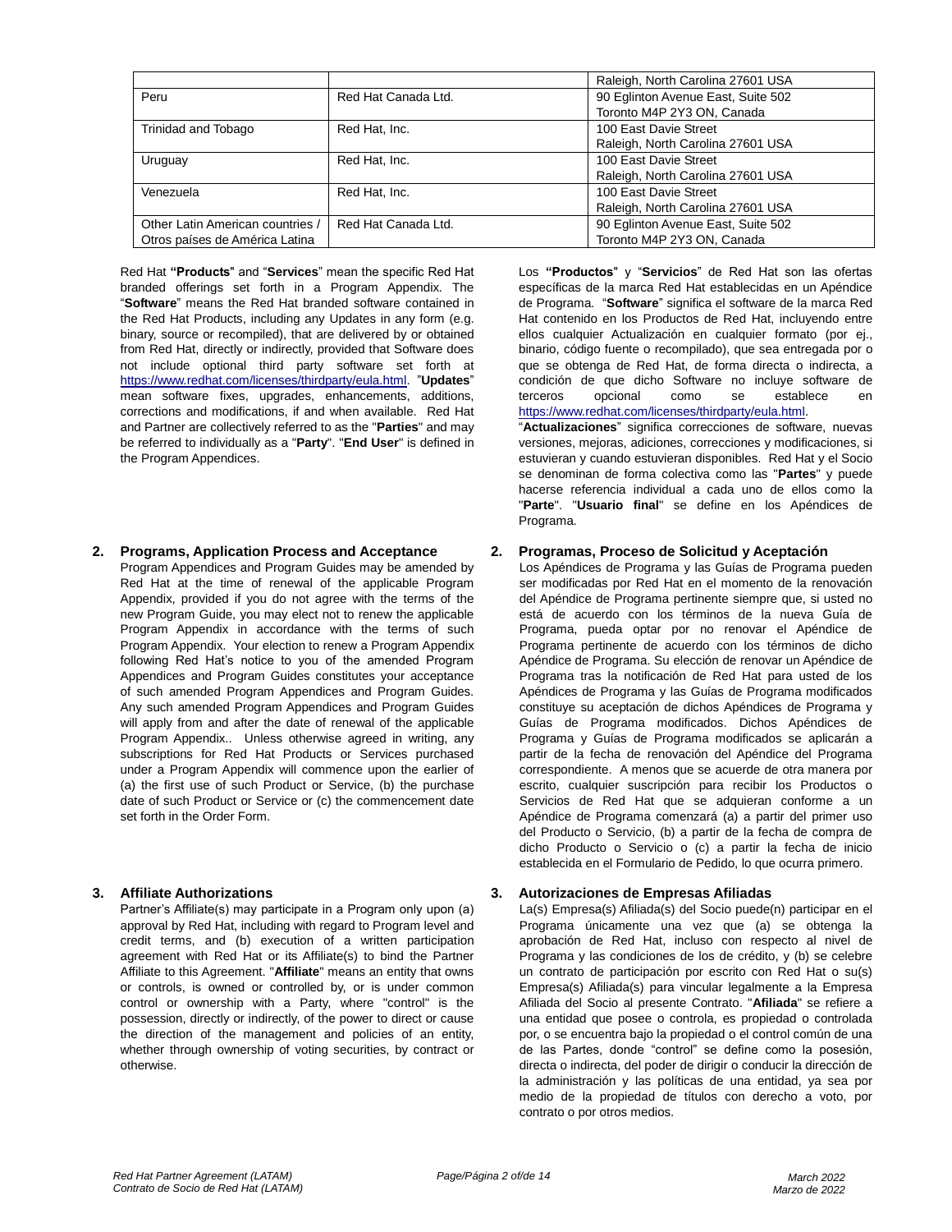| | | |
|---|---|---|
| | | Raleigh, North Carolina 27601 USA |
| Peru | Red Hat Canada Ltd. | 90 Eglinton Avenue East, Suite 502<br>Toronto M4P 2Y3 ON, Canada |
| Trinidad and Tobago | Red Hat, Inc. | 100 East Davie Street<br>Raleigh, North Carolina 27601 USA |
| Uruguay | Red Hat, Inc. | 100 East Davie Street<br>Raleigh, North Carolina 27601 USA |
| Venezuela | Red Hat, Inc. | 100 East Davie Street<br>Raleigh, North Carolina 27601 USA |
| Other Latin American countries / Otros países de América Latina | Red Hat Canada Ltd. | 90 Eglinton Avenue East, Suite 502<br>Toronto M4P 2Y3 ON, Canada |

Red Hat **"Products"** and "**Services**" mean the specific Red Hat branded offerings set forth in a Program Appendix. The "**Software**" means the Red Hat branded software contained in the Red Hat Products, including any Updates in any form (e.g. binary, source or recompiled), that are delivered by or obtained from Red Hat, directly or indirectly, provided that Software does not include optional third party software set forth at https://www.redhat.com/licenses/thirdparty/eula.html. "**Updates**" mean software fixes, upgrades, enhancements, additions, corrections and modifications, if and when available. Red Hat and Partner are collectively referred to as the "**Parties**" and may be referred to individually as a "**Party**". "**End User**" is defined in the Program Appendices.

Los **"Productos"** y "**Servicios**" de Red Hat son las ofertas específicas de la marca Red Hat establecidas en un Apéndice de Programa. "**Software**" significa el software de la marca Red Hat contenido en los Productos de Red Hat, incluyendo entre ellos cualquier Actualización en cualquier formato (por ej., binario, código fuente o recompilado), que sea entregada por o que se obtenga de Red Hat, de forma directa o indirecta, a condición de que dicho Software no incluye software de terceros opcional como se establece en https://www.redhat.com/licenses/thirdparty/eula.html. "**Actualizaciones**" significa correcciones de software, nuevas versiones, mejoras, adiciones, correcciones y modificaciones, si estuvieran y cuando estuvieran disponibles. Red Hat y el Socio se denominan de forma colectiva como las "**Partes**" y puede hacerse referencia individual a cada uno de ellos como la "**Parte**". "**Usuario final**" se define en los Apéndices de Programa.

## 2. Programs, Application Process and Acceptance

Program Appendices and Program Guides may be amended by Red Hat at the time of renewal of the applicable Program Appendix, provided if you do not agree with the terms of the new Program Guide, you may elect not to renew the applicable Program Appendix in accordance with the terms of such Program Appendix. Your election to renew a Program Appendix following Red Hat's notice to you of the amended Program Appendices and Program Guides constitutes your acceptance of such amended Program Appendices and Program Guides. Any such amended Program Appendices and Program Guides will apply from and after the date of renewal of the applicable Program Appendix.. Unless otherwise agreed in writing, any subscriptions for Red Hat Products or Services purchased under a Program Appendix will commence upon the earlier of (a) the first use of such Product or Service, (b) the purchase date of such Product or Service or (c) the commencement date set forth in the Order Form.

## 2. Programas, Proceso de Solicitud y Aceptación

Los Apéndices de Programa y las Guías de Programa pueden ser modificadas por Red Hat en el momento de la renovación del Apéndice de Programa pertinente siempre que, si usted no está de acuerdo con los términos de la nueva Guía de Programa, pueda optar por no renovar el Apéndice de Programa pertinente de acuerdo con los términos de dicho Apéndice de Programa. Su elección de renovar un Apéndice de Programa tras la notificación de Red Hat para usted de los Apéndices de Programa y las Guías de Programa modificados constituye su aceptación de dichos Apéndices de Programa y Guías de Programa modificados. Dichos Apéndices de Programa y Guías de Programa modificados se aplicarán a partir de la fecha de renovación del Apéndice del Programa correspondiente. A menos que se acuerde de otra manera por escrito, cualquier suscripción para recibir los Productos o Servicios de Red Hat que se adquieran conforme a un Apéndice de Programa comenzará (a) a partir del primer uso del Producto o Servicio, (b) a partir de la fecha de compra de dicho Producto o Servicio o (c) a partir la fecha de inicio establecida en el Formulario de Pedido, lo que ocurra primero.

## 3. Affiliate Authorizations

Partner's Affiliate(s) may participate in a Program only upon (a) approval by Red Hat, including with regard to Program level and credit terms, and (b) execution of a written participation agreement with Red Hat or its Affiliate(s) to bind the Partner Affiliate to this Agreement. "**Affiliate**" means an entity that owns or controls, is owned or controlled by, or is under common control or ownership with a Party, where "control" is the possession, directly or indirectly, of the power to direct or cause the direction of the management and policies of an entity, whether through ownership of voting securities, by contract or otherwise.

## 3. Autorizaciones de Empresas Afiliadas

La(s) Empresa(s) Afiliada(s) del Socio puede(n) participar en el Programa únicamente una vez que (a) se obtenga la aprobación de Red Hat, incluso con respecto al nivel de Programa y las condiciones de los de crédito, y (b) se celebre un contrato de participación por escrito con Red Hat o su(s) Empresa(s) Afiliada(s) para vincular legalmente a la Empresa Afiliada del Socio al presente Contrato. "**Afiliada**" se refiere a una entidad que posee o controla, es propiedad o controlada por, o se encuentra bajo la propiedad o el control común de una de las Partes, donde "control" se define como la posesión, directa o indirecta, del poder de dirigir o conducir la dirección de la administración y las políticas de una entidad, ya sea por medio de la propiedad de títulos con derecho a voto, por contrato o por otros medios.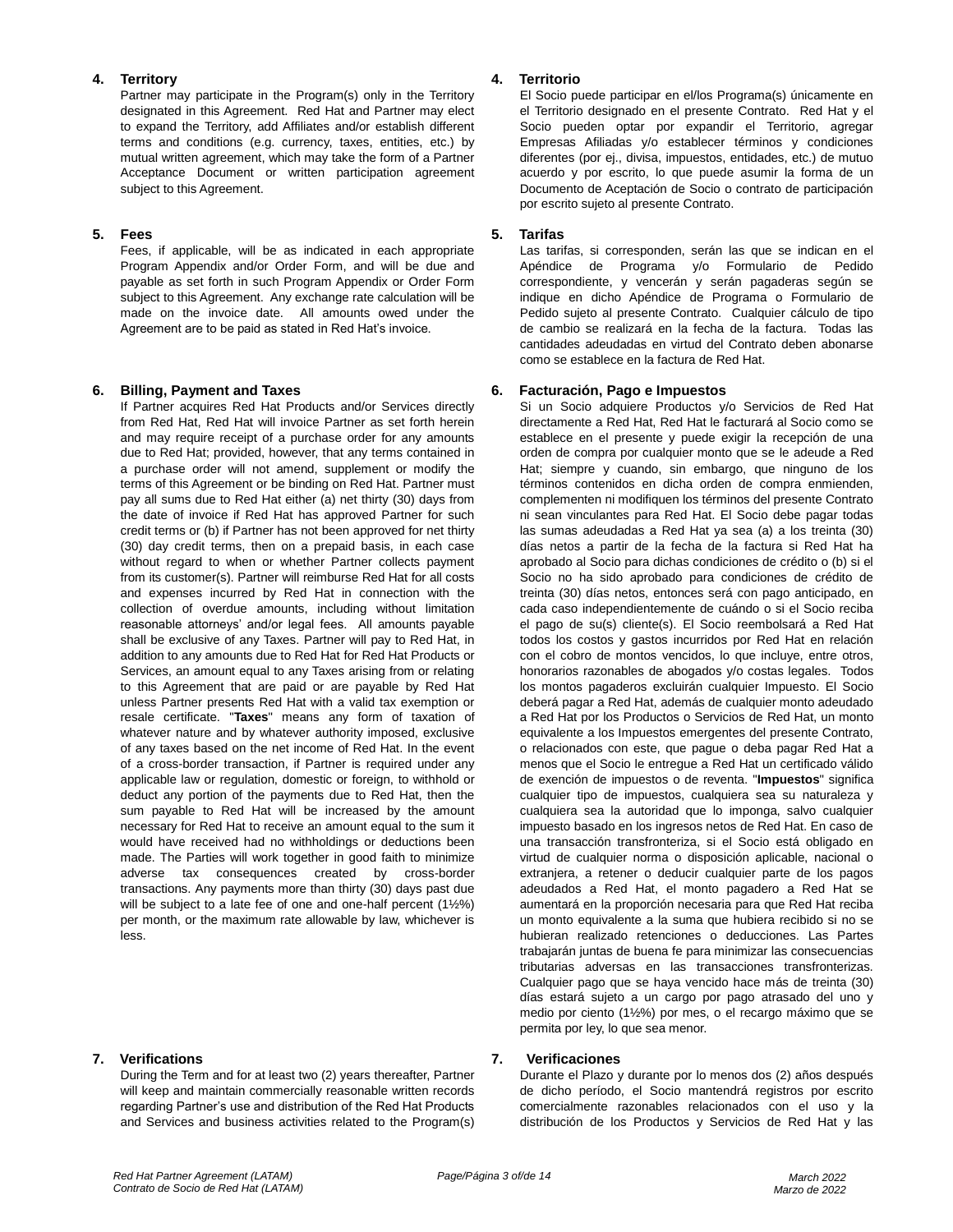## 4. Territory

Partner may participate in the Program(s) only in the Territory designated in this Agreement. Red Hat and Partner may elect to expand the Territory, add Affiliates and/or establish different terms and conditions (e.g. currency, taxes, entities, etc.) by mutual written agreement, which may take the form of a Partner Acceptance Document or written participation agreement subject to this Agreement.

## 5. Fees

Fees, if applicable, will be as indicated in each appropriate Program Appendix and/or Order Form, and will be due and payable as set forth in such Program Appendix or Order Form subject to this Agreement. Any exchange rate calculation will be made on the invoice date. All amounts owed under the Agreement are to be paid as stated in Red Hat's invoice.

## 6. Billing, Payment and Taxes

If Partner acquires Red Hat Products and/or Services directly from Red Hat, Red Hat will invoice Partner as set forth herein and may require receipt of a purchase order for any amounts due to Red Hat; provided, however, that any terms contained in a purchase order will not amend, supplement or modify the terms of this Agreement or be binding on Red Hat. Partner must pay all sums due to Red Hat either (a) net thirty (30) days from the date of invoice if Red Hat has approved Partner for such credit terms or (b) if Partner has not been approved for net thirty (30) day credit terms, then on a prepaid basis, in each case without regard to when or whether Partner collects payment from its customer(s). Partner will reimburse Red Hat for all costs and expenses incurred by Red Hat in connection with the collection of overdue amounts, including without limitation reasonable attorneys' and/or legal fees. All amounts payable shall be exclusive of any Taxes. Partner will pay to Red Hat, in addition to any amounts due to Red Hat for Red Hat Products or Services, an amount equal to any Taxes arising from or relating to this Agreement that are paid or are payable by Red Hat unless Partner presents Red Hat with a valid tax exemption or resale certificate. "**Taxes**" means any form of taxation of whatever nature and by whatever authority imposed, exclusive of any taxes based on the net income of Red Hat. In the event of a cross-border transaction, if Partner is required under any applicable law or regulation, domestic or foreign, to withhold or deduct any portion of the payments due to Red Hat, then the sum payable to Red Hat will be increased by the amount necessary for Red Hat to receive an amount equal to the sum it would have received had no withholdings or deductions been made. The Parties will work together in good faith to minimize adverse tax consequences created by cross-border transactions. Any payments more than thirty (30) days past due will be subject to a late fee of one and one-half percent (1½%) per month, or the maximum rate allowable by law, whichever is less.

## 7. Verifications

During the Term and for at least two (2) years thereafter, Partner will keep and maintain commercially reasonable written records regarding Partner's use and distribution of the Red Hat Products and Services and business activities related to the Program(s)

## 4. Territorio

El Socio puede participar en el/los Programa(s) únicamente en el Territorio designado en el presente Contrato. Red Hat y el Socio pueden optar por expandir el Territorio, agregar Empresas Afiliadas y/o establecer términos y condiciones diferentes (por ej., divisa, impuestos, entidades, etc.) de mutuo acuerdo y por escrito, lo que puede asumir la forma de un Documento de Aceptación de Socio o contrato de participación por escrito sujeto al presente Contrato.

## 5. Tarifas

Las tarifas, si corresponden, serán las que se indican en el Apéndice de Programa y/o Formulario de Pedido correspondiente, y vencerán y serán pagaderas según se indique en dicho Apéndice de Programa o Formulario de Pedido sujeto al presente Contrato. Cualquier cálculo de tipo de cambio se realizará en la fecha de la factura. Todas las cantidades adeudadas en virtud del Contrato deben abonarse como se establece en la factura de Red Hat.

## 6. Facturación, Pago e Impuestos

Si un Socio adquiere Productos y/o Servicios de Red Hat directamente a Red Hat, Red Hat le facturará al Socio como se establece en el presente y puede exigir la recepción de una orden de compra por cualquier monto que se le adeude a Red Hat; siempre y cuando, sin embargo, que ninguno de los términos contenidos en dicha orden de compra enmienden, complementen ni modifiquen los términos del presente Contrato ni sean vinculantes para Red Hat. El Socio debe pagar todas las sumas adeudadas a Red Hat ya sea (a) a los treinta (30) días netos a partir de la fecha de la factura si Red Hat ha aprobado al Socio para dichas condiciones de crédito o (b) si el Socio no ha sido aprobado para condiciones de crédito de treinta (30) días netos, entonces será con pago anticipado, en cada caso independientemente de cuándo o si el Socio reciba el pago de su(s) cliente(s). El Socio reembolsará a Red Hat todos los costos y gastos incurridos por Red Hat en relación con el cobro de montos vencidos, lo que incluye, entre otros, honorarios razonables de abogados y/o costas legales. Todos los montos pagaderos excluirán cualquier Impuesto. El Socio deberá pagar a Red Hat, además de cualquier monto adeudado a Red Hat por los Productos o Servicios de Red Hat, un monto equivalente a los Impuestos emergentes del presente Contrato, o relacionados con este, que pague o deba pagar Red Hat a menos que el Socio le entregue a Red Hat un certificado válido de exención de impuestos o de reventa. "**Impuestos**" significa cualquier tipo de impuestos, cualquiera sea su naturaleza y cualquiera sea la autoridad que lo imponga, salvo cualquier impuesto basado en los ingresos netos de Red Hat. En caso de una transacción transfronteriza, si el Socio está obligado en virtud de cualquier norma o disposición aplicable, nacional o extranjera, a retener o deducir cualquier parte de los pagos adeudados a Red Hat, el monto pagadero a Red Hat se aumentará en la proporción necesaria para que Red Hat reciba un monto equivalente a la suma que hubiera recibido si no se hubieran realizado retenciones o deducciones. Las Partes trabajarán juntas de buena fe para minimizar las consecuencias tributarias adversas en las transacciones transfronterizas. Cualquier pago que se haya vencido hace más de treinta (30) días estará sujeto a un cargo por pago atrasado del uno y medio por ciento (1½%) por mes, o el recargo máximo que se permita por ley, lo que sea menor.

## 7. Verificaciones

Durante el Plazo y durante por lo menos dos (2) años después de dicho período, el Socio mantendrá registros por escrito comercialmente razonables relacionados con el uso y la distribución de los Productos y Servicios de Red Hat y las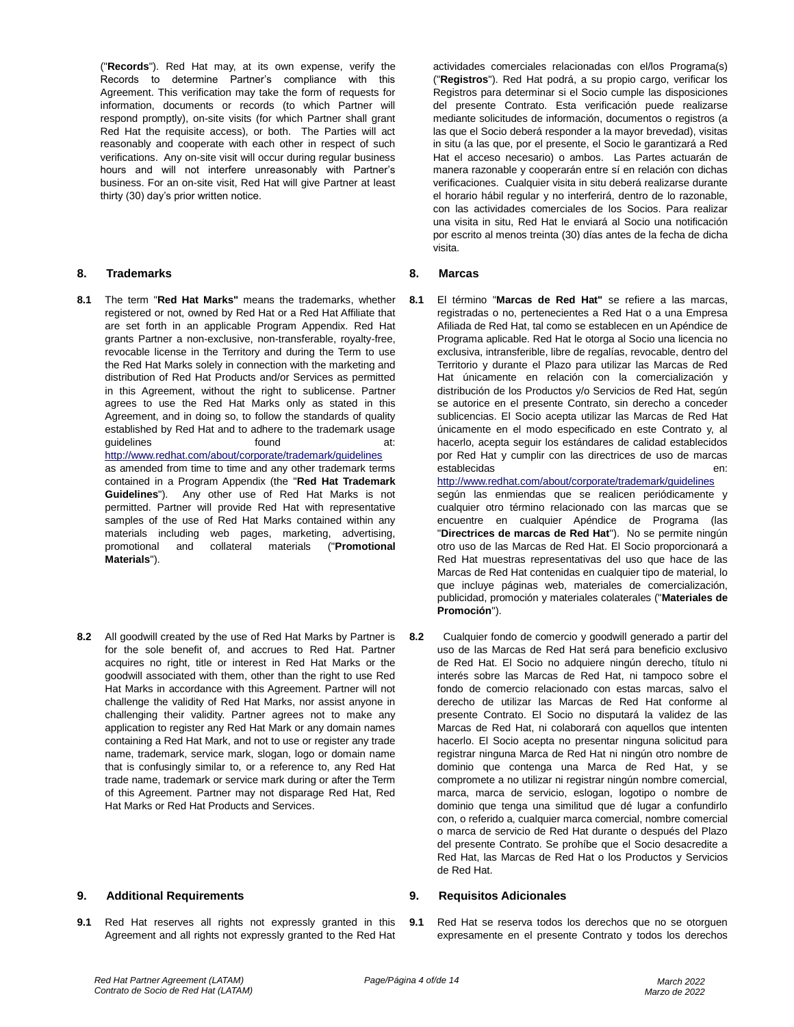("**Records**"). Red Hat may, at its own expense, verify the Records to determine Partner's compliance with this Agreement. This verification may take the form of requests for information, documents or records (to which Partner will respond promptly), on-site visits (for which Partner shall grant Red Hat the requisite access), or both. The Parties will act reasonably and cooperate with each other in respect of such verifications. Any on-site visit will occur during regular business hours and will not interfere unreasonably with Partner's business. For an on-site visit, Red Hat will give Partner at least thirty (30) day's prior written notice.

actividades comerciales relacionadas con el/los Programa(s) ("**Registros**"). Red Hat podrá, a su propio cargo, verificar los Registros para determinar si el Socio cumple las disposiciones del presente Contrato. Esta verificación puede realizarse mediante solicitudes de información, documentos o registros (a las que el Socio deberá responder a la mayor brevedad), visitas in situ (a las que, por el presente, el Socio le garantizará a Red Hat el acceso necesario) o ambos. Las Partes actuarán de manera razonable y cooperarán entre sí en relación con dichas verificaciones. Cualquier visita in situ deberá realizarse durante el horario hábil regular y no interferirá, dentro de lo razonable, con las actividades comerciales de los Socios. Para realizar una visita in situ, Red Hat le enviará al Socio una notificación por escrito al menos treinta (30) días antes de la fecha de dicha visita.

## 8. Trademarks

**8.1** The term "**Red Hat Marks"** means the trademarks, whether registered or not, owned by Red Hat or a Red Hat Affiliate that are set forth in an applicable Program Appendix. Red Hat grants Partner a non-exclusive, non-transferable, royalty-free, revocable license in the Territory and during the Term to use the Red Hat Marks solely in connection with the marketing and distribution of Red Hat Products and/or Services as permitted in this Agreement, without the right to sublicense. Partner agrees to use the Red Hat Marks only as stated in this Agreement, and in doing so, to follow the standards of quality established by Red Hat and to adhere to the trademark usage guidelines found at: http://www.redhat.com/about/corporate/trademark/guidelines as amended from time to time and any other trademark terms contained in a Program Appendix (the "**Red Hat Trademark Guidelines**"). Any other use of Red Hat Marks is not permitted. Partner will provide Red Hat with representative samples of the use of Red Hat Marks contained within any materials including web pages, marketing, advertising, promotional and collateral materials ("**Promotional Materials**").

**8.2** All goodwill created by the use of Red Hat Marks by Partner is for the sole benefit of, and accrues to Red Hat. Partner acquires no right, title or interest in Red Hat Marks or the goodwill associated with them, other than the right to use Red Hat Marks in accordance with this Agreement. Partner will not challenge the validity of Red Hat Marks, nor assist anyone in challenging their validity. Partner agrees not to make any application to register any Red Hat Mark or any domain names containing a Red Hat Mark, and not to use or register any trade name, trademark, service mark, slogan, logo or domain name that is confusingly similar to, or a reference to, any Red Hat trade name, trademark or service mark during or after the Term of this Agreement. Partner may not disparage Red Hat, Red Hat Marks or Red Hat Products and Services.

## 8. Marcas

**8.1** El término "**Marcas de Red Hat"** se refiere a las marcas, registradas o no, pertenecientes a Red Hat o a una Empresa Afiliada de Red Hat, tal como se establecen en un Apéndice de Programa aplicable. Red Hat le otorga al Socio una licencia no exclusiva, intransferible, libre de regalías, revocable, dentro del Territorio y durante el Plazo para utilizar las Marcas de Red Hat únicamente en relación con la comercialización y distribución de los Productos y/o Servicios de Red Hat, según se autorice en el presente Contrato, sin derecho a conceder sublicencias. El Socio acepta utilizar las Marcas de Red Hat únicamente en el modo especificado en este Contrato y, al hacerlo, acepta seguir los estándares de calidad establecidos por Red Hat y cumplir con las directrices de uso de marcas establecidas en: http://www.redhat.com/about/corporate/trademark/guidelines según las enmiendas que se realicen periódicamente y cualquier otro término relacionado con las marcas que se encuentre en cualquier Apéndice de Programa (las "**Directrices de marcas de Red Hat**"). No se permite ningún otro uso de las Marcas de Red Hat. El Socio proporcionará a Red Hat muestras representativas del uso que hace de las Marcas de Red Hat contenidas en cualquier tipo de material, lo que incluye páginas web, materiales de comercialización, publicidad, promoción y materiales colaterales ("**Materiales de Promoción**").

**8.2** Cualquier fondo de comercio y goodwill generado a partir del uso de las Marcas de Red Hat será para beneficio exclusivo de Red Hat. El Socio no adquiere ningún derecho, título ni interés sobre las Marcas de Red Hat, ni tampoco sobre el fondo de comercio relacionado con estas marcas, salvo el derecho de utilizar las Marcas de Red Hat conforme al presente Contrato. El Socio no disputará la validez de las Marcas de Red Hat, ni colaborará con aquellos que intenten hacerlo. El Socio acepta no presentar ninguna solicitud para registrar ninguna Marca de Red Hat ni ningún otro nombre de dominio que contenga una Marca de Red Hat, y se compromete a no utilizar ni registrar ningún nombre comercial, marca, marca de servicio, eslogan, logotipo o nombre de dominio que tenga una similitud que dé lugar a confundirlo con, o referido a, cualquier marca comercial, nombre comercial o marca de servicio de Red Hat durante o después del Plazo del presente Contrato. Se prohíbe que el Socio desacredite a Red Hat, las Marcas de Red Hat o los Productos y Servicios de Red Hat.

## 9. Additional Requirements

**9.1** Red Hat reserves all rights not expressly granted in this Agreement and all rights not expressly granted to the Red Hat

## 9. Requisitos Adicionales

**9.1** Red Hat se reserva todos los derechos que no se otorguen expresamente en el presente Contrato y todos los derechos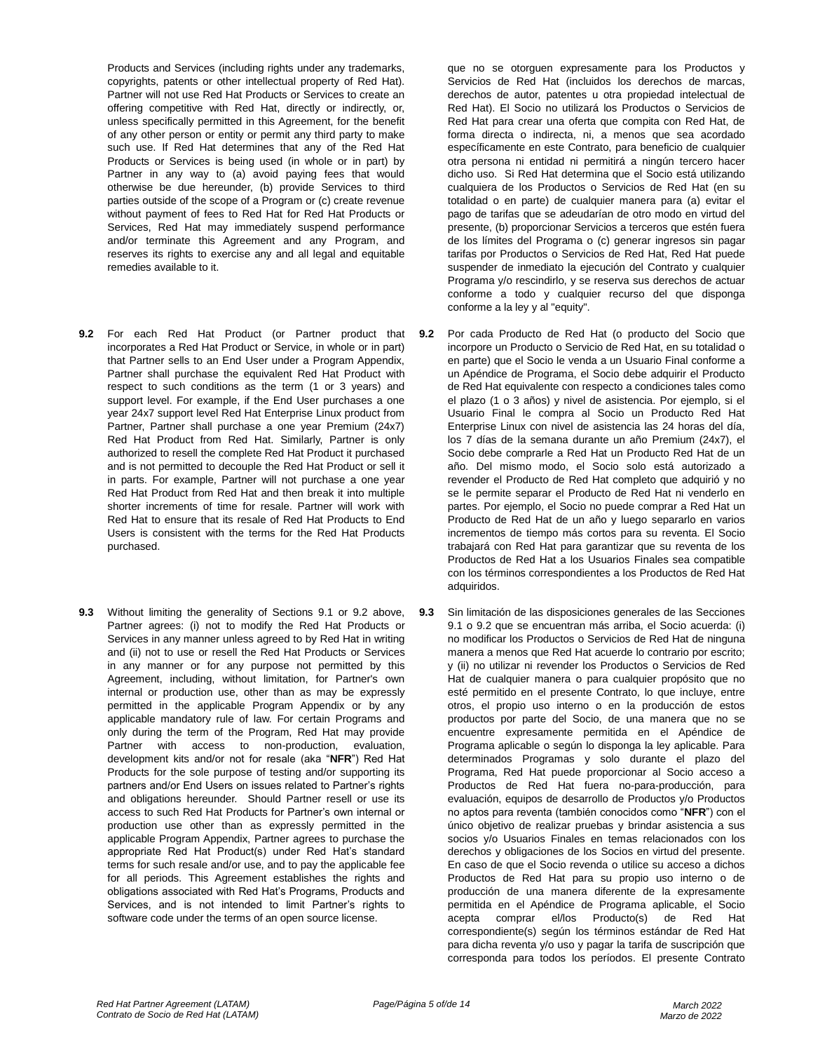Products and Services (including rights under any trademarks, copyrights, patents or other intellectual property of Red Hat). Partner will not use Red Hat Products or Services to create an offering competitive with Red Hat, directly or indirectly, or, unless specifically permitted in this Agreement, for the benefit of any other person or entity or permit any third party to make such use. If Red Hat determines that any of the Red Hat Products or Services is being used (in whole or in part) by Partner in any way to (a) avoid paying fees that would otherwise be due hereunder, (b) provide Services to third parties outside of the scope of a Program or (c) create revenue without payment of fees to Red Hat for Red Hat Products or Services, Red Hat may immediately suspend performance and/or terminate this Agreement and any Program, and reserves its rights to exercise any and all legal and equitable remedies available to it.

que no se otorguen expresamente para los Productos y Servicios de Red Hat (incluidos los derechos de marcas, derechos de autor, patentes u otra propiedad intelectual de Red Hat). El Socio no utilizará los Productos o Servicios de Red Hat para crear una oferta que compita con Red Hat, de forma directa o indirecta, ni, a menos que sea acordado específicamente en este Contrato, para beneficio de cualquier otra persona ni entidad ni permitirá a ningún tercero hacer dicho uso. Si Red Hat determina que el Socio está utilizando cualquiera de los Productos o Servicios de Red Hat (en su totalidad o en parte) de cualquier manera para (a) evitar el pago de tarifas que se adeudarían de otro modo en virtud del presente, (b) proporcionar Servicios a terceros que estén fuera de los límites del Programa o (c) generar ingresos sin pagar tarifas por Productos o Servicios de Red Hat, Red Hat puede suspender de inmediato la ejecución del Contrato y cualquier Programa y/o rescindirlo, y se reserva sus derechos de actuar conforme a todo y cualquier recurso del que disponga conforme a la ley y al "equity".

**9.2** For each Red Hat Product (or Partner product that incorporates a Red Hat Product or Service, in whole or in part) that Partner sells to an End User under a Program Appendix, Partner shall purchase the equivalent Red Hat Product with respect to such conditions as the term (1 or 3 years) and support level. For example, if the End User purchases a one year 24x7 support level Red Hat Enterprise Linux product from Partner, Partner shall purchase a one year Premium (24x7) Red Hat Product from Red Hat. Similarly, Partner is only authorized to resell the complete Red Hat Product it purchased and is not permitted to decouple the Red Hat Product or sell it in parts. For example, Partner will not purchase a one year Red Hat Product from Red Hat and then break it into multiple shorter increments of time for resale. Partner will work with Red Hat to ensure that its resale of Red Hat Products to End Users is consistent with the terms for the Red Hat Products purchased.

**9.2** Por cada Producto de Red Hat (o producto del Socio que incorpore un Producto o Servicio de Red Hat, en su totalidad o en parte) que el Socio le venda a un Usuario Final conforme a un Apéndice de Programa, el Socio debe adquirir el Producto de Red Hat equivalente con respecto a condiciones tales como el plazo (1 o 3 años) y nivel de asistencia. Por ejemplo, si el Usuario Final le compra al Socio un Producto Red Hat Enterprise Linux con nivel de asistencia las 24 horas del día, los 7 días de la semana durante un año Premium (24x7), el Socio debe comprarle a Red Hat un Producto Red Hat de un año. Del mismo modo, el Socio solo está autorizado a revender el Producto de Red Hat completo que adquirió y no se le permite separar el Producto de Red Hat ni venderlo en partes. Por ejemplo, el Socio no puede comprar a Red Hat un Producto de Red Hat de un año y luego separarlo en varios incrementos de tiempo más cortos para su reventa. El Socio trabajará con Red Hat para garantizar que su reventa de los Productos de Red Hat a los Usuarios Finales sea compatible con los términos correspondientes a los Productos de Red Hat adquiridos.

**9.3** Without limiting the generality of Sections 9.1 or 9.2 above, Partner agrees: (i) not to modify the Red Hat Products or Services in any manner unless agreed to by Red Hat in writing and (ii) not to use or resell the Red Hat Products or Services in any manner or for any purpose not permitted by this Agreement, including, without limitation, for Partner's own internal or production use, other than as may be expressly permitted in the applicable Program Appendix or by any applicable mandatory rule of law. For certain Programs and only during the term of the Program, Red Hat may provide Partner with access to non-production, evaluation, development kits and/or not for resale (aka "**NFR**") Red Hat Products for the sole purpose of testing and/or supporting its partners and/or End Users on issues related to Partner's rights and obligations hereunder. Should Partner resell or use its access to such Red Hat Products for Partner's own internal or production use other than as expressly permitted in the applicable Program Appendix, Partner agrees to purchase the appropriate Red Hat Product(s) under Red Hat's standard terms for such resale and/or use, and to pay the applicable fee for all periods. This Agreement establishes the rights and obligations associated with Red Hat's Programs, Products and Services, and is not intended to limit Partner's rights to software code under the terms of an open source license.

**9.3** Sin limitación de las disposiciones generales de las Secciones 9.1 o 9.2 que se encuentran más arriba, el Socio acuerda: (i) no modificar los Productos o Servicios de Red Hat de ninguna manera a menos que Red Hat acuerde lo contrario por escrito; y (ii) no utilizar ni revender los Productos o Servicios de Red Hat de cualquier manera o para cualquier propósito que no esté permitido en el presente Contrato, lo que incluye, entre otros, el propio uso interno o en la producción de estos productos por parte del Socio, de una manera que no se encuentre expresamente permitida en el Apéndice de Programa aplicable o según lo disponga la ley aplicable. Para determinados Programas y solo durante el plazo del Programa, Red Hat puede proporcionar al Socio acceso a Productos de Red Hat fuera no-para-producción, para evaluación, equipos de desarrollo de Productos y/o Productos no aptos para reventa (también conocidos como "**NFR**") con el único objetivo de realizar pruebas y brindar asistencia a sus socios y/o Usuarios Finales en temas relacionados con los derechos y obligaciones de los Socios en virtud del presente. En caso de que el Socio revenda o utilice su acceso a dichos Productos de Red Hat para su propio uso interno o de producción de una manera diferente de la expresamente permitida en el Apéndice de Programa aplicable, el Socio acepta comprar el/los Producto(s) de Red Hat correspondiente(s) según los términos estándar de Red Hat para dicha reventa y/o uso y pagar la tarifa de suscripción que corresponda para todos los períodos. El presente Contrato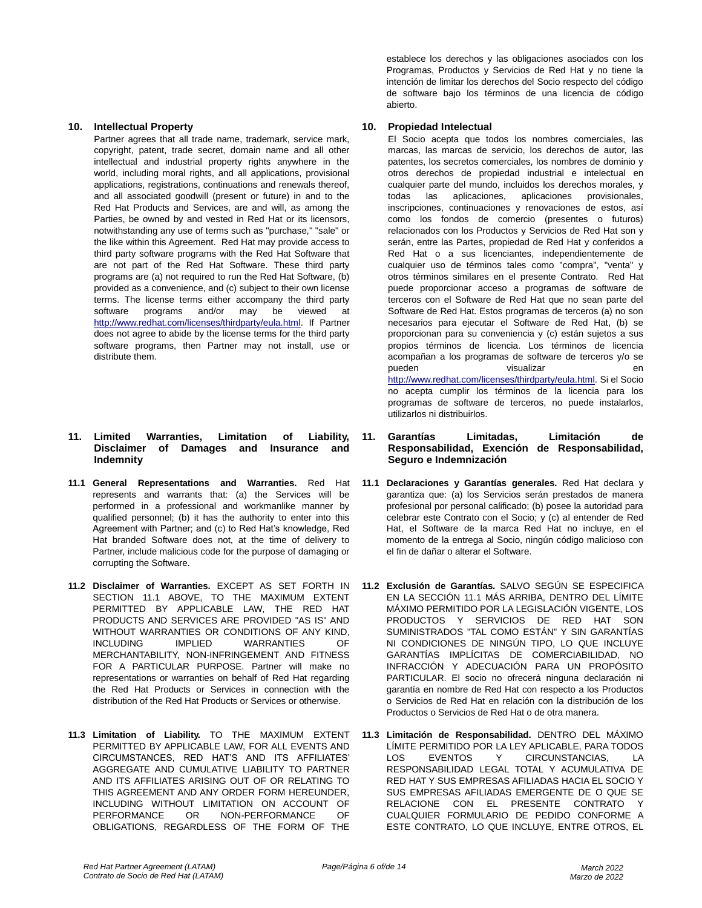establece los derechos y las obligaciones asociados con los Programas, Productos y Servicios de Red Hat y no tiene la intención de limitar los derechos del Socio respecto del código de software bajo los términos de una licencia de código abierto.

## 10. Intellectual Property

Partner agrees that all trade name, trademark, service mark, copyright, patent, trade secret, domain name and all other intellectual and industrial property rights anywhere in the world, including moral rights, and all applications, provisional applications, registrations, continuations and renewals thereof, and all associated goodwill (present or future) in and to the Red Hat Products and Services, are and will, as among the Parties, be owned by and vested in Red Hat or its licensors, notwithstanding any use of terms such as "purchase," "sale" or the like within this Agreement. Red Hat may provide access to third party software programs with the Red Hat Software that are not part of the Red Hat Software. These third party programs are (a) not required to run the Red Hat Software, (b) provided as a convenience, and (c) subject to their own license terms. The license terms either accompany the third party software programs and/or may be viewed at http://www.redhat.com/licenses/thirdparty/eula.html. If Partner does not agree to abide by the license terms for the third party software programs, then Partner may not install, use or distribute them.

## 10. Propiedad Intelectual

El Socio acepta que todos los nombres comerciales, las marcas, las marcas de servicio, los derechos de autor, las patentes, los secretos comerciales, los nombres de dominio y otros derechos de propiedad industrial e intelectual en cualquier parte del mundo, incluidos los derechos morales, y todas las aplicaciones, aplicaciones provisionales, inscripciones, continuaciones y renovaciones de estos, así como los fondos de comercio (presentes o futuros) relacionados con los Productos y Servicios de Red Hat son y serán, entre las Partes, propiedad de Red Hat y conferidos a Red Hat o a sus licenciantes, independientemente de cualquier uso de términos tales como "compra", "venta" y otros términos similares en el presente Contrato. Red Hat puede proporcionar acceso a programas de software de terceros con el Software de Red Hat que no sean parte del Software de Red Hat. Estos programas de terceros (a) no son necesarios para ejecutar el Software de Red Hat, (b) se proporcionan para su conveniencia y (c) están sujetos a sus propios términos de licencia. Los términos de licencia acompañan a los programas de software de terceros y/o se pueden visualizar en http://www.redhat.com/licenses/thirdparty/eula.html. Si el Socio no acepta cumplir los términos de la licencia para los programas de software de terceros, no puede instalarlos, utilizarlos ni distribuirlos.

## 11. Limited Warranties, Limitation of Liability, Disclaimer of Damages and Insurance and Indemnity

**11.1 General Representations and Warranties.** Red Hat represents and warrants that: (a) the Services will be performed in a professional and workmanlike manner by qualified personnel; (b) it has the authority to enter into this Agreement with Partner; and (c) to Red Hat's knowledge, Red Hat branded Software does not, at the time of delivery to Partner, include malicious code for the purpose of damaging or corrupting the Software.

**11.2 Disclaimer of Warranties.** EXCEPT AS SET FORTH IN SECTION 11.1 ABOVE, TO THE MAXIMUM EXTENT PERMITTED BY APPLICABLE LAW, THE RED HAT PRODUCTS AND SERVICES ARE PROVIDED "AS IS" AND WITHOUT WARRANTIES OR CONDITIONS OF ANY KIND, INCLUDING IMPLIED WARRANTIES OF MERCHANTABILITY, NON-INFRINGEMENT AND FITNESS FOR A PARTICULAR PURPOSE. Partner will make no representations or warranties on behalf of Red Hat regarding the Red Hat Products or Services in connection with the distribution of the Red Hat Products or Services or otherwise.

**11.3 Limitation of Liability.** TO THE MAXIMUM EXTENT PERMITTED BY APPLICABLE LAW, FOR ALL EVENTS AND CIRCUMSTANCES, RED HAT'S AND ITS AFFILIATES' AGGREGATE AND CUMULATIVE LIABILITY TO PARTNER AND ITS AFFILIATES ARISING OUT OF OR RELATING TO THIS AGREEMENT AND ANY ORDER FORM HEREUNDER, INCLUDING WITHOUT LIMITATION ON ACCOUNT OF PERFORMANCE OR NON-PERFORMANCE OF OBLIGATIONS, REGARDLESS OF THE FORM OF THE

## 11. Garantías Limitadas, Limitación de Responsabilidad, Exención de Responsabilidad, Seguro e Indemnización

**11.1 Declaraciones y Garantías generales.** Red Hat declara y garantiza que: (a) los Servicios serán prestados de manera profesional por personal calificado; (b) posee la autoridad para celebrar este Contrato con el Socio; y (c) al entender de Red Hat, el Software de la marca Red Hat no incluye, en el momento de la entrega al Socio, ningún código malicioso con el fin de dañar o alterar el Software.

**11.2 Exclusión de Garantías.** SALVO SEGÚN SE ESPECIFICA EN LA SECCIÓN 11.1 MÁS ARRIBA, DENTRO DEL LÍMITE MÁXIMO PERMITIDO POR LA LEGISLACIÓN VIGENTE, LOS PRODUCTOS Y SERVICIOS DE RED HAT SON SUMINISTRADOS "TAL COMO ESTÁN" Y SIN GARANTÍAS NI CONDICIONES DE NINGÚN TIPO, LO QUE INCLUYE GARANTÍAS IMPLÍCITAS DE COMERCIABILIDAD, NO INFRACCIÓN Y ADECUACIÓN PARA UN PROPÓSITO PARTICULAR. El socio no ofrecerá ninguna declaración ni garantía en nombre de Red Hat con respecto a los Productos o Servicios de Red Hat en relación con la distribución de los Productos o Servicios de Red Hat o de otra manera.

**11.3 Limitación de Responsabilidad.** DENTRO DEL MÁXIMO LÍMITE PERMITIDO POR LA LEY APLICABLE, PARA TODOS LOS EVENTOS Y CIRCUNSTANCIAS, LA RESPONSABILIDAD LEGAL TOTAL Y ACUMULATIVA DE RED HAT Y SUS EMPRESAS AFILIADAS HACIA EL SOCIO Y SUS EMPRESAS AFILIADAS EMERGENTE DE O QUE SE RELACIONE CON EL PRESENTE CONTRATO Y CUALQUIER FORMULARIO DE PEDIDO CONFORME A ESTE CONTRATO, LO QUE INCLUYE, ENTRE OTROS, EL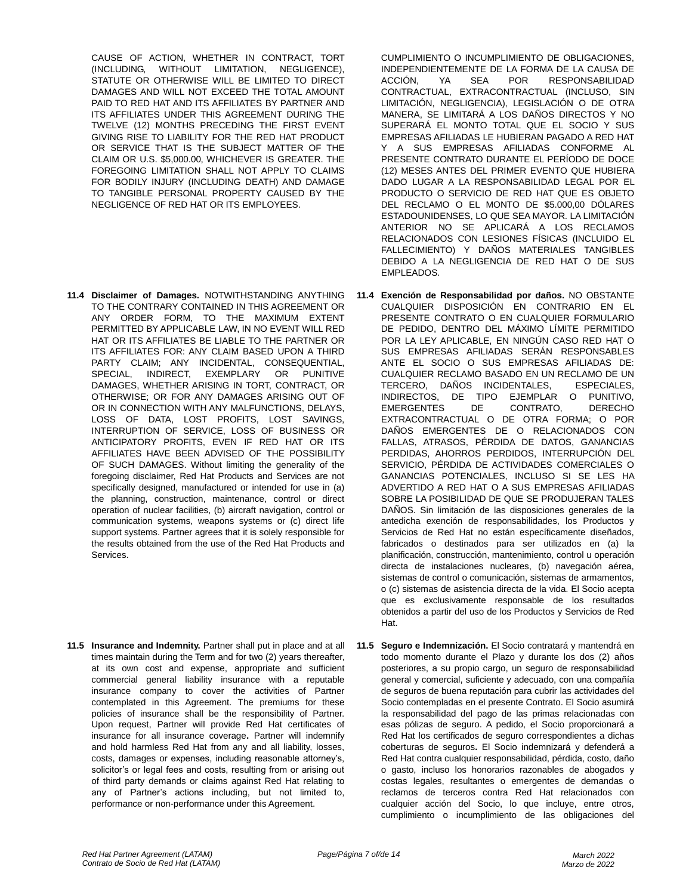CAUSE OF ACTION, WHETHER IN CONTRACT, TORT (INCLUDING, WITHOUT LIMITATION, NEGLIGENCE), STATUTE OR OTHERWISE WILL BE LIMITED TO DIRECT DAMAGES AND WILL NOT EXCEED THE TOTAL AMOUNT PAID TO RED HAT AND ITS AFFILIATES UNDER THIS AGREEMENT BY PARTNER AND ITS AFFILIATES UNDER THIS AGREEMENT DURING THE TWELVE (12) MONTHS PRECEDING THE FIRST EVENT GIVING RISE TO LIABILITY FOR THE RED HAT PRODUCT OR SERVICE THAT IS THE SUBJECT MATTER OF THE CLAIM OR U.S. $5,000.00, WHICHEVER IS GREATER. THE FOREGOING LIMITATION SHALL NOT APPLY TO CLAIMS FOR BODILY INJURY (INCLUDING DEATH) AND DAMAGE TO TANGIBLE PERSONAL PROPERTY CAUSED BY THE NEGLIGENCE OF RED HAT OR ITS EMPLOYEES.

CUMPLIMIENTO O INCUMPLIMIENTO DE OBLIGACIONES, INDEPENDIENTEMENTE DE LA FORMA DE LA CAUSA DE ACCIÓN, YA SEA POR RESPONSABILIDAD CONTRACTUAL, EXTRACONTRACTUAL (INCLUSO, SIN LIMITACIÓN, NEGLIGENCIA), LEGISLACIÓN O DE OTRA MANERA, SE LIMITARÁ A LOS DAÑOS DIRECTOS Y NO SUPERARÁ EL MONTO TOTAL QUE EL SOCIO Y SUS EMPRESAS AFILIADAS LE HUBIERAN PAGADO A RED HAT Y A SUS EMPRESAS AFILIADAS CONFORME AL PRESENTE CONTRATO DURANTE EL PERÍODO DE DOCE (12) MESES ANTES DEL PRIMER EVENTO QUE HUBIERA DADO LUGAR A LA RESPONSABILIDAD LEGAL POR EL PRODUCTO O SERVICIO DE RED HAT QUE ES OBJETO DEL RECLAMO O EL MONTO DE $5.000,00 DÓLARES ESTADOUNIDENSES, LO QUE SEA MAYOR. LA LIMITACIÓN ANTERIOR NO SE APLICARÁ A LOS RECLAMOS RELACIONADOS CON LESIONES FÍSICAS (INCLUIDO EL FALLECIMIENTO) Y DAÑOS MATERIALES TANGIBLES DEBIDO A LA NEGLIGENCIA DE RED HAT O DE SUS EMPLEADOS.

**11.4 Disclaimer of Damages.** NOTWITHSTANDING ANYTHING TO THE CONTRARY CONTAINED IN THIS AGREEMENT OR ANY ORDER FORM, TO THE MAXIMUM EXTENT PERMITTED BY APPLICABLE LAW, IN NO EVENT WILL RED HAT OR ITS AFFILIATES BE LIABLE TO THE PARTNER OR ITS AFFILIATES FOR: ANY CLAIM BASED UPON A THIRD PARTY CLAIM; ANY INCIDENTAL, CONSEQUENTIAL, SPECIAL, INDIRECT, EXEMPLARY OR PUNITIVE DAMAGES, WHETHER ARISING IN TORT, CONTRACT, OR OTHERWISE; OR FOR ANY DAMAGES ARISING OUT OF OR IN CONNECTION WITH ANY MALFUNCTIONS, DELAYS, LOSS OF DATA, LOST PROFITS, LOST SAVINGS, INTERRUPTION OF SERVICE, LOSS OF BUSINESS OR ANTICIPATORY PROFITS, EVEN IF RED HAT OR ITS AFFILIATES HAVE BEEN ADVISED OF THE POSSIBILITY OF SUCH DAMAGES. Without limiting the generality of the foregoing disclaimer, Red Hat Products and Services are not specifically designed, manufactured or intended for use in (a) the planning, construction, maintenance, control or direct operation of nuclear facilities, (b) aircraft navigation, control or communication systems, weapons systems or (c) direct life support systems. Partner agrees that it is solely responsible for the results obtained from the use of the Red Hat Products and Services.

**11.4 Exención de Responsabilidad por daños.** NO OBSTANTE CUALQUIER DISPOSICIÓN EN CONTRARIO EN EL PRESENTE CONTRATO O EN CUALQUIER FORMULARIO DE PEDIDO, DENTRO DEL MÁXIMO LÍMITE PERMITIDO POR LA LEY APLICABLE, EN NINGÚN CASO RED HAT O SUS EMPRESAS AFILIADAS SERÁN RESPONSABLES ANTE EL SOCIO O SUS EMPRESAS AFILIADAS DE: CUALQUIER RECLAMO BASADO EN UN RECLAMO DE UN TERCERO, DAÑOS INCIDENTALES, ESPECIALES, INDIRECTOS, DE TIPO EJEMPLAR O PUNITIVO, EMERGENTES DE CONTRATO, DERECHO EXTRACONTRACTUAL O DE OTRA FORMA; O POR DAÑOS EMERGENTES DE O RELACIONADOS CON FALLAS, ATRASOS, PÉRDIDA DE DATOS, GANANCIAS PERDIDAS, AHORROS PERDIDOS, INTERRUPCIÓN DEL SERVICIO, PÉRDIDA DE ACTIVIDADES COMERCIALES O GANANCIAS POTENCIALES, INCLUSO SI SE LES HA ADVERTIDO A RED HAT O A SUS EMPRESAS AFILIADAS SOBRE LA POSIBILIDAD DE QUE SE PRODUJERAN TALES DAÑOS. Sin limitación de las disposiciones generales de la antedicha exención de responsabilidades, los Productos y Servicios de Red Hat no están específicamente diseñados, fabricados o destinados para ser utilizados en (a) la planificación, construcción, mantenimiento, control u operación directa de instalaciones nucleares, (b) navegación aérea, sistemas de control o comunicación, sistemas de armamentos, o (c) sistemas de asistencia directa de la vida. El Socio acepta que es exclusivamente responsable de los resultados obtenidos a partir del uso de los Productos y Servicios de Red Hat.

**11.5 Insurance and Indemnity.** Partner shall put in place and at all times maintain during the Term and for two (2) years thereafter, at its own cost and expense, appropriate and sufficient commercial general liability insurance with a reputable insurance company to cover the activities of Partner contemplated in this Agreement. The premiums for these policies of insurance shall be the responsibility of Partner. Upon request, Partner will provide Red Hat certificates of insurance for all insurance coverage**.** Partner will indemnify and hold harmless Red Hat from any and all liability, losses, costs, damages or expenses, including reasonable attorney's, solicitor's or legal fees and costs, resulting from or arising out of third party demands or claims against Red Hat relating to any of Partner's actions including, but not limited to, performance or non-performance under this Agreement.

**11.5 Seguro e Indemnización.** El Socio contratará y mantendrá en todo momento durante el Plazo y durante los dos (2) años posteriores, a su propio cargo, un seguro de responsabilidad general y comercial, suficiente y adecuado, con una compañía de seguros de buena reputación para cubrir las actividades del Socio contempladas en el presente Contrato. El Socio asumirá la responsabilidad del pago de las primas relacionadas con esas pólizas de seguro. A pedido, el Socio proporcionará a Red Hat los certificados de seguro correspondientes a dichas coberturas de seguros**.** El Socio indemnizará y defenderá a Red Hat contra cualquier responsabilidad, pérdida, costo, daño o gasto, incluso los honorarios razonables de abogados y costas legales, resultantes o emergentes de demandas o reclamos de terceros contra Red Hat relacionados con cualquier acción del Socio, lo que incluye, entre otros, cumplimiento o incumplimiento de las obligaciones del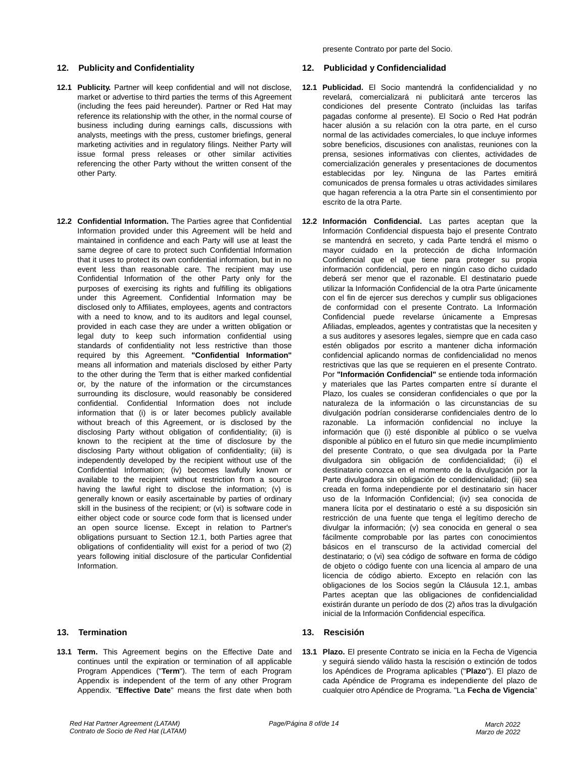presente Contrato por parte del Socio.

## 12. Publicity and Confidentiality

**12.1 Publicity.** Partner will keep confidential and will not disclose, market or advertise to third parties the terms of this Agreement (including the fees paid hereunder). Partner or Red Hat may reference its relationship with the other, in the normal course of business including during earnings calls, discussions with analysts, meetings with the press, customer briefings, general marketing activities and in regulatory filings. Neither Party will issue formal press releases or other similar activities referencing the other Party without the written consent of the other Party.

**12.2 Confidential Information.** The Parties agree that Confidential Information provided under this Agreement will be held and maintained in confidence and each Party will use at least the same degree of care to protect such Confidential Information that it uses to protect its own confidential information, but in no event less than reasonable care. The recipient may use Confidential Information of the other Party only for the purposes of exercising its rights and fulfilling its obligations under this Agreement. Confidential Information may be disclosed only to Affiliates, employees, agents and contractors with a need to know, and to its auditors and legal counsel, provided in each case they are under a written obligation or legal duty to keep such information confidential using standards of confidentiality not less restrictive than those required by this Agreement. **"Confidential Information"** means all information and materials disclosed by either Party to the other during the Term that is either marked confidential or, by the nature of the information or the circumstances surrounding its disclosure, would reasonably be considered confidential. Confidential Information does not include information that (i) is or later becomes publicly available without breach of this Agreement, or is disclosed by the disclosing Party without obligation of confidentiality; (ii) is known to the recipient at the time of disclosure by the disclosing Party without obligation of confidentiality; (iii) is independently developed by the recipient without use of the Confidential Information; (iv) becomes lawfully known or available to the recipient without restriction from a source having the lawful right to disclose the information; (v) is generally known or easily ascertainable by parties of ordinary skill in the business of the recipient; or (vi) is software code in either object code or source code form that is licensed under an open source license. Except in relation to Partner's obligations pursuant to Section 12.1, both Parties agree that obligations of confidentiality will exist for a period of two (2) years following initial disclosure of the particular Confidential Information.

## 12. Publicidad y Confidencialidad

**12.1 Publicidad.** El Socio mantendrá la confidencialidad y no revelará, comercializará ni publicitará ante terceros las condiciones del presente Contrato (incluidas las tarifas pagadas conforme al presente). El Socio o Red Hat podrán hacer alusión a su relación con la otra parte, en el curso normal de las actividades comerciales, lo que incluye informes sobre beneficios, discusiones con analistas, reuniones con la prensa, sesiones informativas con clientes, actividades de comercialización generales y presentaciones de documentos establecidas por ley. Ninguna de las Partes emitirá comunicados de prensa formales u otras actividades similares que hagan referencia a la otra Parte sin el consentimiento por escrito de la otra Parte.

**12.2 Información Confidencial.** Las partes aceptan que la Información Confidencial dispuesta bajo el presente Contrato se mantendrá en secreto, y cada Parte tendrá el mismo o mayor cuidado en la protección de dicha Información Confidencial que el que tiene para proteger su propia información confidencial, pero en ningún caso dicho cuidado deberá ser menor que el razonable. El destinatario puede utilizar la Información Confidencial de la otra Parte únicamente con el fin de ejercer sus derechos y cumplir sus obligaciones de conformidad con el presente Contrato. La Información Confidencial puede revelarse únicamente a Empresas Afiliadas, empleados, agentes y contratistas que la necesiten y a sus auditores y asesores legales, siempre que en cada caso estén obligados por escrito a mantener dicha información confidencial aplicando normas de confidencialidad no menos restrictivas que las que se requieren en el presente Contrato. Por **"Información Confidencial"** se entiende toda información y materiales que las Partes comparten entre sí durante el Plazo, los cuales se consideran confidenciales o que por la naturaleza de la información o las circunstancias de su divulgación podrían considerarse confidenciales dentro de lo razonable. La información confidencial no incluye la información que (i) esté disponible al público o se vuelva disponible al público en el futuro sin que medie incumplimiento del presente Contrato, o que sea divulgada por la Parte divulgadora sin obligación de confidencialidad; (ii) el destinatario conozca en el momento de la divulgación por la Parte divulgadora sin obligación de condidencialidad; (iii) sea creada en forma independiente por el destinatario sin hacer uso de la Información Confidencial; (iv) sea conocida de manera lícita por el destinatario o esté a su disposición sin restricción de una fuente que tenga el legítimo derecho de divulgar la información; (v) sea conocida en general o sea fácilmente comprobable por las partes con conocimientos básicos en el transcurso de la actividad comercial del destinatario; o (vi) sea código de software en forma de código de objeto o código fuente con una licencia al amparo de una licencia de código abierto. Excepto en relación con las obligaciones de los Socios según la Cláusula 12.1, ambas Partes aceptan que las obligaciones de confidencialidad existirán durante un período de dos (2) años tras la divulgación inicial de la Información Confidencial específica.

## 13. Termination

**13.1 Term.** This Agreement begins on the Effective Date and continues until the expiration or termination of all applicable Program Appendices ("**Term**"). The term of each Program Appendix is independent of the term of any other Program Appendix. "**Effective Date**" means the first date when both

## 13. Rescisión

**13.1 Plazo.** El presente Contrato se inicia en la Fecha de Vigencia y seguirá siendo válido hasta la rescisión o extinción de todos los Apéndices de Programa aplicables ("**Plazo**"). El plazo de cada Apéndice de Programa es independiente del plazo de cualquier otro Apéndice de Programa. "La **Fecha de Vigencia**"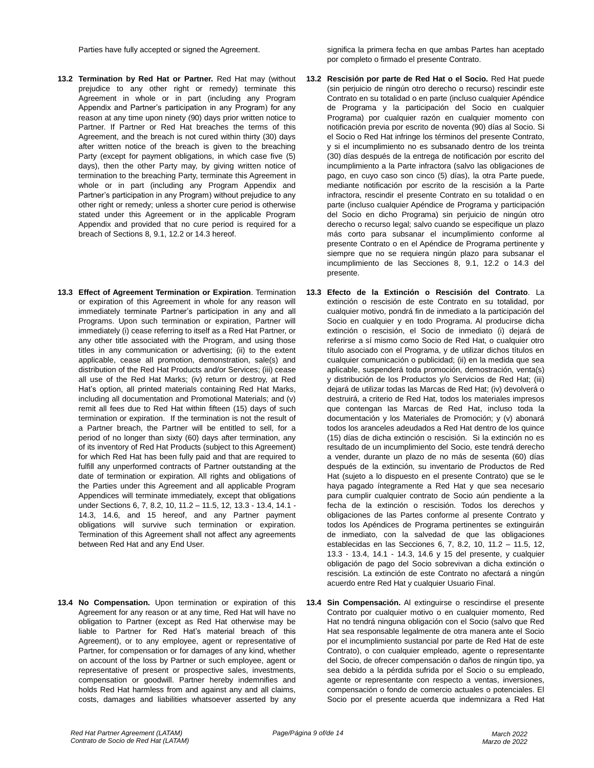Parties have fully accepted or signed the Agreement.

significa la primera fecha en que ambas Partes han aceptado por completo o firmado el presente Contrato.

**13.2 Termination by Red Hat or Partner.** Red Hat may (without prejudice to any other right or remedy) terminate this Agreement in whole or in part (including any Program Appendix and Partner's participation in any Program) for any reason at any time upon ninety (90) days prior written notice to Partner. If Partner or Red Hat breaches the terms of this Agreement, and the breach is not cured within thirty (30) days after written notice of the breach is given to the breaching Party (except for payment obligations, in which case five (5) days), then the other Party may, by giving written notice of termination to the breaching Party, terminate this Agreement in whole or in part (including any Program Appendix and Partner's participation in any Program) without prejudice to any other right or remedy; unless a shorter cure period is otherwise stated under this Agreement or in the applicable Program Appendix and provided that no cure period is required for a breach of Sections 8, 9.1, 12.2 or 14.3 hereof.

**13.2 Rescisión por parte de Red Hat o el Socio.** Red Hat puede (sin perjuicio de ningún otro derecho o recurso) rescindir este Contrato en su totalidad o en parte (incluso cualquier Apéndice de Programa y la participación del Socio en cualquier Programa) por cualquier razón en cualquier momento con notificación previa por escrito de noventa (90) días al Socio. Si el Socio o Red Hat infringe los términos del presente Contrato, y si el incumplimiento no es subsanado dentro de los treinta (30) días después de la entrega de notificación por escrito del incumplimiento a la Parte infractora (salvo las obligaciones de pago, en cuyo caso son cinco (5) días), la otra Parte puede, mediante notificación por escrito de la rescisión a la Parte infractora, rescindir el presente Contrato en su totalidad o en parte (incluso cualquier Apéndice de Programa y participación del Socio en dicho Programa) sin perjuicio de ningún otro derecho o recurso legal; salvo cuando se especifique un plazo más corto para subsanar el incumplimiento conforme al presente Contrato o en el Apéndice de Programa pertinente y siempre que no se requiera ningún plazo para subsanar el incumplimiento de las Secciones 8, 9.1, 12.2 o 14.3 del presente.

**13.3 Effect of Agreement Termination or Expiration**. Termination or expiration of this Agreement in whole for any reason will immediately terminate Partner's participation in any and all Programs. Upon such termination or expiration, Partner will immediately (i) cease referring to itself as a Red Hat Partner, or any other title associated with the Program, and using those titles in any communication or advertising; (ii) to the extent applicable, cease all promotion, demonstration, sale(s) and distribution of the Red Hat Products and/or Services; (iii) cease all use of the Red Hat Marks; (iv) return or destroy, at Red Hat's option, all printed materials containing Red Hat Marks, including all documentation and Promotional Materials; and (v) remit all fees due to Red Hat within fifteen (15) days of such termination or expiration. If the termination is not the result of a Partner breach, the Partner will be entitled to sell, for a period of no longer than sixty (60) days after termination, any of its inventory of Red Hat Products (subject to this Agreement) for which Red Hat has been fully paid and that are required to fulfill any unperformed contracts of Partner outstanding at the date of termination or expiration. All rights and obligations of the Parties under this Agreement and all applicable Program Appendices will terminate immediately, except that obligations under Sections 6, 7, 8.2, 10, 11.2 – 11.5, 12, 13.3 - 13.4, 14.1 - 14.3, 14.6, and 15 hereof, and any Partner payment obligations will survive such termination or expiration. Termination of this Agreement shall not affect any agreements between Red Hat and any End User.

**13.3 Efecto de la Extinción o Rescisión del Contrato**. La extinción o rescisión de este Contrato en su totalidad, por cualquier motivo, pondrá fin de inmediato a la participación del Socio en cualquier y en todo Programa. Al producirse dicha extinción o rescisión, el Socio de inmediato (i) dejará de referirse a sí mismo como Socio de Red Hat, o cualquier otro título asociado con el Programa, y de utilizar dichos títulos en cualquier comunicación o publicidad; (ii) en la medida que sea aplicable, suspenderá toda promoción, demostración, venta(s) y distribución de los Productos y/o Servicios de Red Hat; (iii) dejará de utilizar todas las Marcas de Red Hat; (iv) devolverá o destruirá, a criterio de Red Hat, todos los materiales impresos que contengan las Marcas de Red Hat, incluso toda la documentación y los Materiales de Promoción; y (v) abonará todos los aranceles adeudados a Red Hat dentro de los quince (15) días de dicha extinción o rescisión. Si la extinción no es resultado de un incumplimiento del Socio, este tendrá derecho a vender, durante un plazo de no más de sesenta (60) días después de la extinción, su inventario de Productos de Red Hat (sujeto a lo dispuesto en el presente Contrato) que se le haya pagado íntegramente a Red Hat y que sea necesario para cumplir cualquier contrato de Socio aún pendiente a la fecha de la extinción o rescisión. Todos los derechos y obligaciones de las Partes conforme al presente Contrato y todos los Apéndices de Programa pertinentes se extinguirán de inmediato, con la salvedad de que las obligaciones establecidas en las Secciones 6, 7, 8.2, 10, 11.2 – 11.5, 12, 13.3 - 13.4, 14.1 - 14.3, 14.6 y 15 del presente, y cualquier obligación de pago del Socio sobrevivan a dicha extinción o rescisión. La extinción de este Contrato no afectará a ningún acuerdo entre Red Hat y cualquier Usuario Final.

**13.4 No Compensation.** Upon termination or expiration of this Agreement for any reason or at any time, Red Hat will have no obligation to Partner (except as Red Hat otherwise may be liable to Partner for Red Hat's material breach of this Agreement), or to any employee, agent or representative of Partner, for compensation or for damages of any kind, whether on account of the loss by Partner or such employee, agent or representative of present or prospective sales, investments, compensation or goodwill. Partner hereby indemnifies and holds Red Hat harmless from and against any and all claims, costs, damages and liabilities whatsoever asserted by any

**13.4 Sin Compensación.** Al extinguirse o rescindirse el presente Contrato por cualquier motivo o en cualquier momento, Red Hat no tendrá ninguna obligación con el Socio (salvo que Red Hat sea responsable legalmente de otra manera ante el Socio por el incumplimiento sustancial por parte de Red Hat de este Contrato), o con cualquier empleado, agente o representante del Socio, de ofrecer compensación o daños de ningún tipo, ya sea debido a la pérdida sufrida por el Socio o su empleado, agente or representante con respecto a ventas, inversiones, compensación o fondo de comercio actuales o potenciales. El Socio por el presente acuerda que indemnizara a Red Hat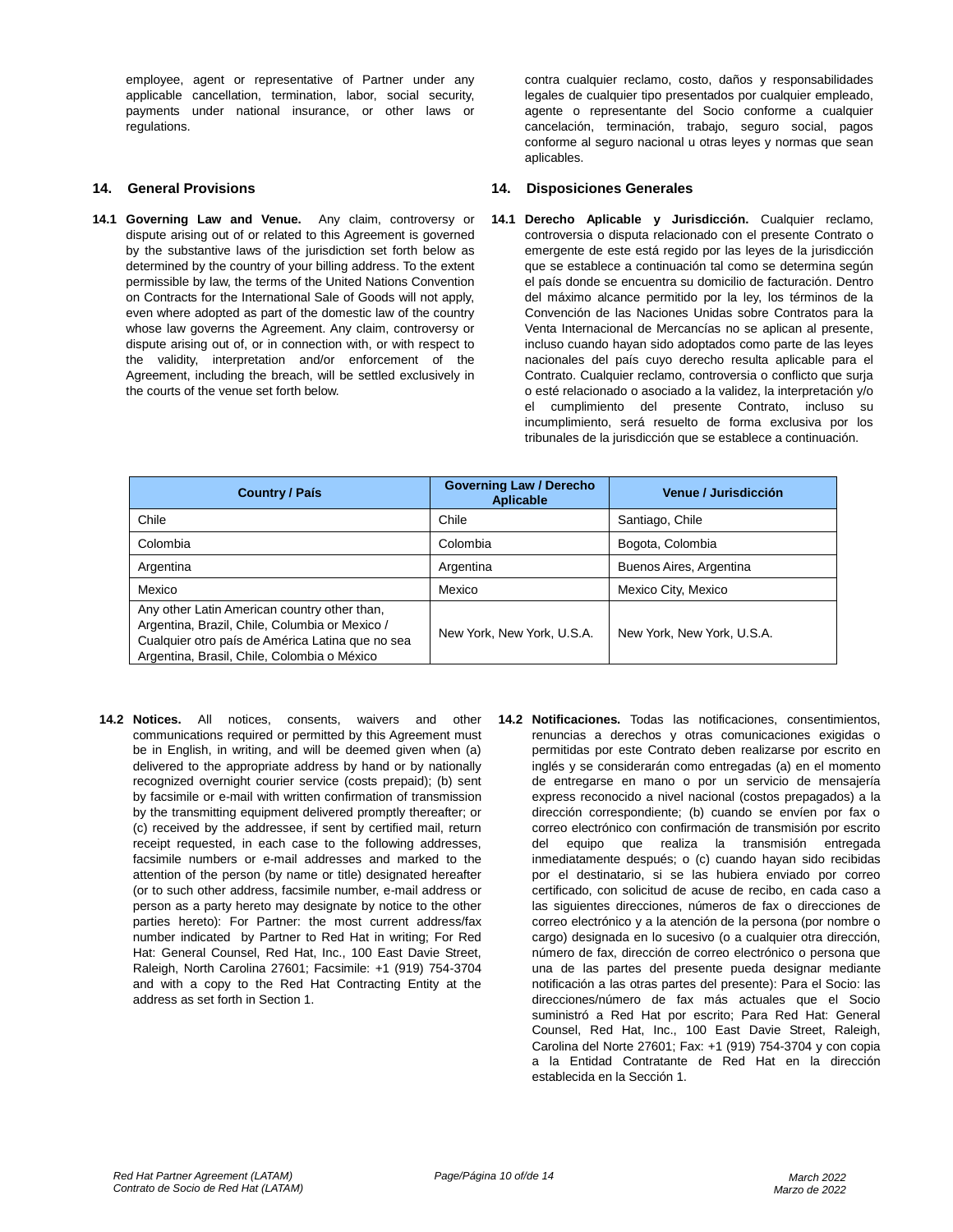employee, agent or representative of Partner under any applicable cancellation, termination, labor, social security, payments under national insurance, or other laws or regulations.

contra cualquier reclamo, costo, daños y responsabilidades legales de cualquier tipo presentados por cualquier empleado, agente o representante del Socio conforme a cualquier cancelación, terminación, trabajo, seguro social, pagos conforme al seguro nacional u otras leyes y normas que sean aplicables.

## 14. General Provisions

**14.1 Governing Law and Venue.** Any claim, controversy or dispute arising out of or related to this Agreement is governed by the substantive laws of the jurisdiction set forth below as determined by the country of your billing address. To the extent permissible by law, the terms of the United Nations Convention on Contracts for the International Sale of Goods will not apply, even where adopted as part of the domestic law of the country whose law governs the Agreement. Any claim, controversy or dispute arising out of, or in connection with, or with respect to the validity, interpretation and/or enforcement of the Agreement, including the breach, will be settled exclusively in the courts of the venue set forth below.

## 14. Disposiciones Generales

**14.1 Derecho Aplicable y Jurisdicción.** Cualquier reclamo, controversia o disputa relacionado con el presente Contrato o emergente de este está regido por las leyes de la jurisdicción que se establece a continuación tal como se determina según el país donde se encuentra su domicilio de facturación. Dentro del máximo alcance permitido por la ley, los términos de la Convención de las Naciones Unidas sobre Contratos para la Venta Internacional de Mercancías no se aplican al presente, incluso cuando hayan sido adoptados como parte de las leyes nacionales del país cuyo derecho resulta aplicable para el Contrato. Cualquier reclamo, controversia o conflicto que surja o esté relacionado o asociado a la validez, la interpretación y/o el cumplimiento del presente Contrato, incluso su incumplimiento, será resuelto de forma exclusiva por los tribunales de la jurisdicción que se establece a continuación.

| Country / País | Governing Law / Derecho Aplicable | Venue / Jurisdicción |
|---|---|---|
| Chile | Chile | Santiago, Chile |
| Colombia | Colombia | Bogota, Colombia |
| Argentina | Argentina | Buenos Aires, Argentina |
| Mexico | Mexico | Mexico City, Mexico |
| Any other Latin American country other than, Argentina, Brazil, Chile, Columbia or Mexico / Cualquier otro país de América Latina que no sea Argentina, Brasil, Chile, Colombia o México | New York, New York, U.S.A. | New York, New York, U.S.A. |

**14.2 Notices.** All notices, consents, waivers and other communications required or permitted by this Agreement must be in English, in writing, and will be deemed given when (a) delivered to the appropriate address by hand or by nationally recognized overnight courier service (costs prepaid); (b) sent by facsimile or e-mail with written confirmation of transmission by the transmitting equipment delivered promptly thereafter; or (c) received by the addressee, if sent by certified mail, return receipt requested, in each case to the following addresses, facsimile numbers or e-mail addresses and marked to the attention of the person (by name or title) designated hereafter (or to such other address, facsimile number, e-mail address or person as a party hereto may designate by notice to the other parties hereto): For Partner: the most current address/fax number indicated by Partner to Red Hat in writing; For Red Hat: General Counsel, Red Hat, Inc., 100 East Davie Street, Raleigh, North Carolina 27601; Facsimile: +1 (919) 754-3704 and with a copy to the Red Hat Contracting Entity at the address as set forth in Section 1.

**14.2 Notificaciones.** Todas las notificaciones, consentimientos, renuncias a derechos y otras comunicaciones exigidas o permitidas por este Contrato deben realizarse por escrito en inglés y se considerarán como entregadas (a) en el momento de entregarse en mano o por un servicio de mensajería express reconocido a nivel nacional (costos prepagados) a la dirección correspondiente; (b) cuando se envíen por fax o correo electrónico con confirmación de transmisión por escrito del equipo que realiza la transmisión entregada inmediatamente después; o (c) cuando hayan sido recibidas por el destinatario, si se las hubiera enviado por correo certificado, con solicitud de acuse de recibo, en cada caso a las siguientes direcciones, números de fax o direcciones de correo electrónico y a la atención de la persona (por nombre o cargo) designada en lo sucesivo (o a cualquier otra dirección, número de fax, dirección de correo electrónico o persona que una de las partes del presente pueda designar mediante notificación a las otras partes del presente): Para el Socio: las direcciones/número de fax más actuales que el Socio suministró a Red Hat por escrito; Para Red Hat: General Counsel, Red Hat, Inc., 100 East Davie Street, Raleigh, Carolina del Norte 27601; Fax: +1 (919) 754-3704 y con copia a la Entidad Contratante de Red Hat en la dirección establecida en la Sección 1.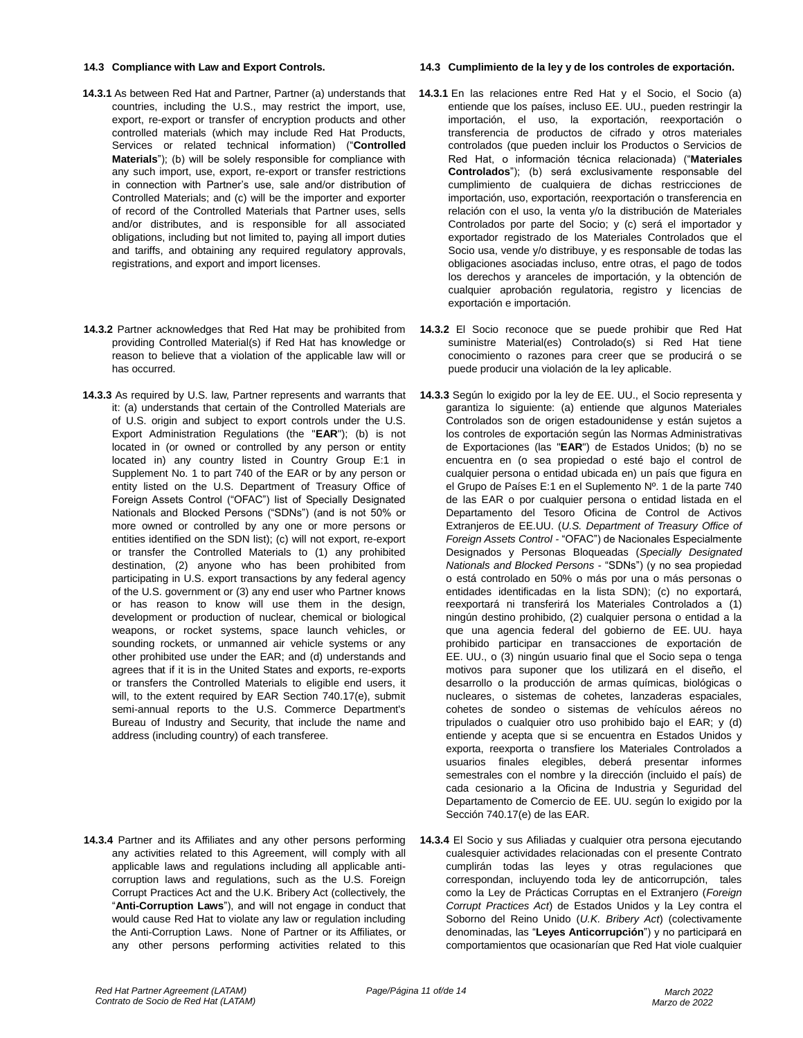### 14.3 Compliance with Law and Export Controls.

**14.3.1** As between Red Hat and Partner, Partner (a) understands that countries, including the U.S., may restrict the import, use, export, re-export or transfer of encryption products and other controlled materials (which may include Red Hat Products, Services or related technical information) ("**Controlled Materials**"); (b) will be solely responsible for compliance with any such import, use, export, re-export or transfer restrictions in connection with Partner's use, sale and/or distribution of Controlled Materials; and (c) will be the importer and exporter of record of the Controlled Materials that Partner uses, sells and/or distributes, and is responsible for all associated obligations, including but not limited to, paying all import duties and tariffs, and obtaining any required regulatory approvals, registrations, and export and import licenses.

**14.3.2** Partner acknowledges that Red Hat may be prohibited from providing Controlled Material(s) if Red Hat has knowledge or reason to believe that a violation of the applicable law will or has occurred.

**14.3.3** As required by U.S. law, Partner represents and warrants that it: (a) understands that certain of the Controlled Materials are of U.S. origin and subject to export controls under the U.S. Export Administration Regulations (the "**EAR**"); (b) is not located in (or owned or controlled by any person or entity located in) any country listed in Country Group E:1 in Supplement No. 1 to part 740 of the EAR or by any person or entity listed on the U.S. Department of Treasury Office of Foreign Assets Control ("OFAC") list of Specially Designated Nationals and Blocked Persons ("SDNs") (and is not 50% or more owned or controlled by any one or more persons or entities identified on the SDN list); (c) will not export, re-export or transfer the Controlled Materials to (1) any prohibited destination, (2) anyone who has been prohibited from participating in U.S. export transactions by any federal agency of the U.S. government or (3) any end user who Partner knows or has reason to know will use them in the design, development or production of nuclear, chemical or biological weapons, or rocket systems, space launch vehicles, or sounding rockets, or unmanned air vehicle systems or any other prohibited use under the EAR; and (d) understands and agrees that if it is in the United States and exports, re-exports or transfers the Controlled Materials to eligible end users, it will, to the extent required by EAR Section 740.17(e), submit semi-annual reports to the U.S. Commerce Department's Bureau of Industry and Security, that include the name and address (including country) of each transferee.

**14.3.4** Partner and its Affiliates and any other persons performing any activities related to this Agreement, will comply with all applicable laws and regulations including all applicable anti-corruption laws and regulations, such as the U.S. Foreign Corrupt Practices Act and the U.K. Bribery Act (collectively, the "**Anti-Corruption Laws**"), and will not engage in conduct that would cause Red Hat to violate any law or regulation including the Anti-Corruption Laws. None of Partner or its Affiliates, or any other persons performing activities related to this

### 14.3 Cumplimiento de la ley y de los controles de exportación.

**14.3.1** En las relaciones entre Red Hat y el Socio, el Socio (a) entiende que los países, incluso EE. UU., pueden restringir la importación, el uso, la exportación, reexportación o transferencia de productos de cifrado y otros materiales controlados (que pueden incluir los Productos o Servicios de Red Hat, o información técnica relacionada) ("**Materiales Controlados**"); (b) será exclusivamente responsable del cumplimiento de cualquiera de dichas restricciones de importación, uso, exportación, reexportación o transferencia en relación con el uso, la venta y/o la distribución de Materiales Controlados por parte del Socio; y (c) será el importador y exportador registrado de los Materiales Controlados que el Socio usa, vende y/o distribuye, y es responsable de todas las obligaciones asociadas incluso, entre otras, el pago de todos los derechos y aranceles de importación, y la obtención de cualquier aprobación regulatoria, registro y licencias de exportación e importación.

**14.3.2** El Socio reconoce que se puede prohibir que Red Hat suministre Material(es) Controlado(s) si Red Hat tiene conocimiento o razones para creer que se producirá o se puede producir una violación de la ley aplicable.

**14.3.3** Según lo exigido por la ley de EE. UU., el Socio representa y garantiza lo siguiente: (a) entiende que algunos Materiales Controlados son de origen estadounidense y están sujetos a los controles de exportación según las Normas Administrativas de Exportaciones (las "**EAR**") de Estados Unidos; (b) no se encuentra en (o sea propiedad o esté bajo el control de cualquier persona o entidad ubicada en) un país que figura en el Grupo de Países E:1 en el Suplemento Nº. 1 de la parte 740 de las EAR o por cualquier persona o entidad listada en el Departamento del Tesoro Oficina de Control de Activos Extranjeros de EE.UU. (*U.S. Department of Treasury Office of Foreign Assets Control* - "OFAC") de Nacionales Especialmente Designados y Personas Bloqueadas (*Specially Designated Nationals and Blocked Persons* - "SDNs") (y no sea propiedad o está controlado en 50% o más por una o más personas o entidades identificadas en la lista SDN); (c) no exportará, reexportará ni transferirá los Materiales Controlados a (1) ningún destino prohibido, (2) cualquier persona o entidad a la que una agencia federal del gobierno de EE. UU. haya prohibido participar en transacciones de exportación de EE. UU., o (3) ningún usuario final que el Socio sepa o tenga motivos para suponer que los utilizará en el diseño, el desarrollo o la producción de armas químicas, biológicas o nucleares, o sistemas de cohetes, lanzaderas espaciales, cohetes de sondeo o sistemas de vehículos aéreos no tripulados o cualquier otro uso prohibido bajo el EAR; y (d) entiende y acepta que si se encuentra en Estados Unidos y exporta, reexporta o transfiere los Materiales Controlados a usuarios finales elegibles, deberá presentar informes semestrales con el nombre y la dirección (incluido el país) de cada cesionario a la Oficina de Industria y Seguridad del Departamento de Comercio de EE. UU. según lo exigido por la Sección 740.17(e) de las EAR.

**14.3.4** El Socio y sus Afiliadas y cualquier otra persona ejecutando cualesquier actividades relacionadas con el presente Contrato cumplirán todas las leyes y otras regulaciones que correspondan, incluyendo toda ley de anticorrupción, tales como la Ley de Prácticas Corruptas en el Extranjero (*Foreign Corrupt Practices Act*) de Estados Unidos y la Ley contra el Soborno del Reino Unido (*U.K. Bribery Act*) (colectivamente denominadas, las "**Leyes Anticorrupción**") y no participará en comportamientos que ocasionarían que Red Hat viole cualquier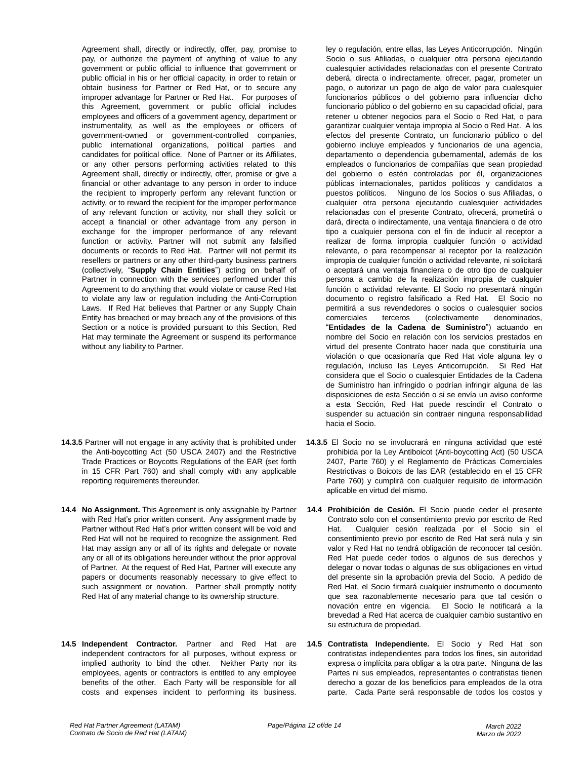Agreement shall, directly or indirectly, offer, pay, promise to pay, or authorize the payment of anything of value to any government or public official to influence that government or public official in his or her official capacity, in order to retain or obtain business for Partner or Red Hat, or to secure any improper advantage for Partner or Red Hat. For purposes of this Agreement, government or public official includes employees and officers of a government agency, department or instrumentality, as well as the employees or officers of government-owned or government-controlled companies, public international organizations, political parties and candidates for political office. None of Partner or its Affiliates, or any other persons performing activities related to this Agreement shall, directly or indirectly, offer, promise or give a financial or other advantage to any person in order to induce the recipient to improperly perform any relevant function or activity, or to reward the recipient for the improper performance of any relevant function or activity, nor shall they solicit or accept a financial or other advantage from any person in exchange for the improper performance of any relevant function or activity. Partner will not submit any falsified documents or records to Red Hat. Partner will not permit its resellers or partners or any other third-party business partners (collectively, "**Supply Chain Entities**") acting on behalf of Partner in connection with the services performed under this Agreement to do anything that would violate or cause Red Hat to violate any law or regulation including the Anti-Corruption Laws. If Red Hat believes that Partner or any Supply Chain Entity has breached or may breach any of the provisions of this Section or a notice is provided pursuant to this Section, Red Hat may terminate the Agreement or suspend its performance without any liability to Partner.

ley o regulación, entre ellas, las Leyes Anticorrupción. Ningún Socio o sus Afiliadas, o cualquier otra persona ejecutando cualesquier actividades relacionadas con el presente Contrato deberá, directa o indirectamente, ofrecer, pagar, prometer un pago, o autorizar un pago de algo de valor para cualesquier funcionarios públicos o del gobierno para influenciar dicho funcionario público o del gobierno en su capacidad oficial, para retener u obtener negocios para el Socio o Red Hat, o para garantizar cualquier ventaja impropia al Socio o Red Hat. A los efectos del presente Contrato, un funcionario público o del gobierno incluye empleados y funcionarios de una agencia, departamento o dependencia gubernamental, además de los empleados o funcionarios de compañías que sean propiedad del gobierno o estén controladas por él, organizaciones públicas internacionales, partidos políticos y candidatos a puestos políticos. Ninguno de los Socios o sus Afiliadas, o cualquier otra persona ejecutando cualesquier actividades relacionadas con el presente Contrato, ofrecerá, prometirá o dará, directa o indirectamente, una ventaja financiera o de otro tipo a cualquier persona con el fin de inducir al receptor a realizar de forma impropia cualquier función o actividad relevante, o para recompensar al receptor por la realización impropia de cualquier función o actividad relevante, ni solicitará o aceptará una ventaja financiera o de otro tipo de cualquier persona a cambio de la realización impropia de cualquier función o actividad relevante. El Socio no presentará ningún documento o registro falsificado a Red Hat. El Socio no permitirá a sus revendedores o socios o cualesquier socios comerciales terceros (colectivamente denominados, "**Entidades de la Cadena de Suministro**") actuando en nombre del Socio en relación con los servicios prestados en virtud del presente Contrato hacer nada que constituiría una violación o que ocasionaría que Red Hat viole alguna ley o regulación, incluso las Leyes Anticorrupción. Si Red Hat considera que el Socio o cualesquier Entidades de la Cadena de Suministro han infringido o podrían infringir alguna de las disposiciones de esta Sección o si se envía un aviso conforme a esta Sección, Red Hat puede rescindir el Contrato o suspender su actuación sin contraer ninguna responsabilidad hacia el Socio.

**14.3.5** Partner will not engage in any activity that is prohibited under the Anti-boycotting Act (50 USCA 2407) and the Restrictive Trade Practices or Boycotts Regulations of the EAR (set forth in 15 CFR Part 760) and shall comply with any applicable reporting requirements thereunder.

**14.3.5** El Socio no se involucrará en ninguna actividad que esté prohibida por la Ley Antiboicot (Anti-boycotting Act) (50 USCA 2407, Parte 760) y el Reglamento de Prácticas Comerciales Restrictivas o Boicots de las EAR (establecido en el 15 CFR Parte 760) y cumplirá con cualquier requisito de información aplicable en virtud del mismo.

**14.4 No Assignment.** This Agreement is only assignable by Partner with Red Hat's prior written consent. Any assignment made by Partner without Red Hat's prior written consent will be void and Red Hat will not be required to recognize the assignment. Red Hat may assign any or all of its rights and delegate or novate any or all of its obligations hereunder without the prior approval of Partner. At the request of Red Hat, Partner will execute any papers or documents reasonably necessary to give effect to such assignment or novation. Partner shall promptly notify Red Hat of any material change to its ownership structure.

**14.4 Prohibición de Cesión.** El Socio puede ceder el presente Contrato solo con el consentimiento previo por escrito de Red Hat. Cualquier cesión realizada por el Socio sin el consentimiento previo por escrito de Red Hat será nula y sin valor y Red Hat no tendrá obligación de reconocer tal cesión. Red Hat puede ceder todos o algunos de sus derechos y delegar o novar todas o algunas de sus obligaciones en virtud del presente sin la aprobación previa del Socio. A pedido de Red Hat, el Socio firmará cualquier instrumento o documento que sea razonablemente necesario para que tal cesión o novación entre en vigencia. El Socio le notificará a la brevedad a Red Hat acerca de cualquier cambio sustantivo en su estructura de propiedad.

**14.5 Independent Contractor.** Partner and Red Hat are independent contractors for all purposes, without express or implied authority to bind the other. Neither Party nor its employees, agents or contractors is entitled to any employee benefits of the other. Each Party will be responsible for all costs and expenses incident to performing its business.

**14.5 Contratista Independiente.** El Socio y Red Hat son contratistas independientes para todos los fines, sin autoridad expresa o implícita para obligar a la otra parte. Ninguna de las Partes ni sus empleados, representantes o contratistas tienen derecho a gozar de los beneficios para empleados de la otra parte. Cada Parte será responsable de todos los costos y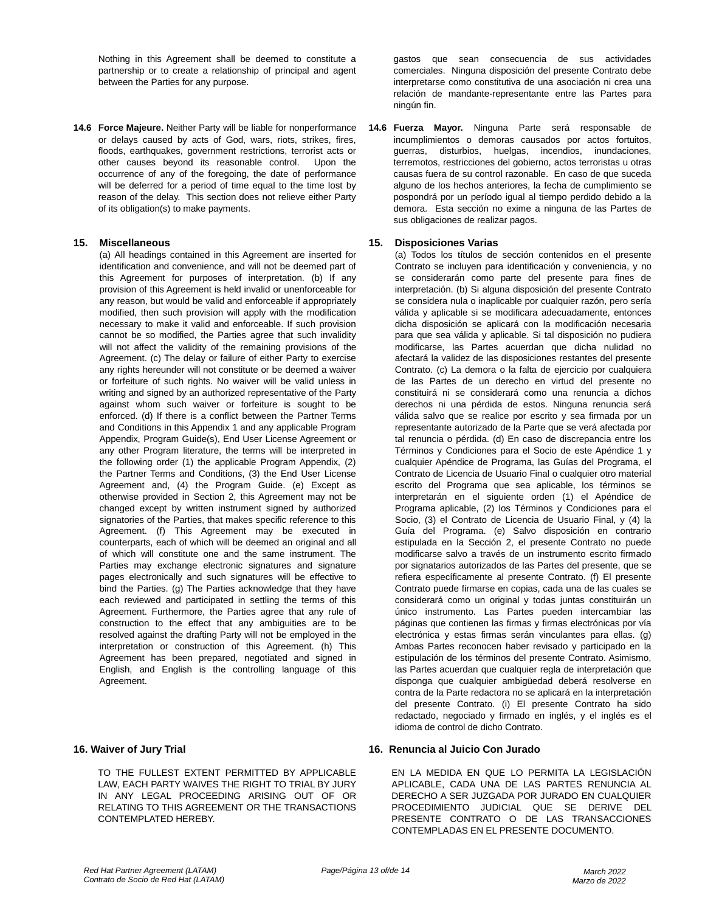Nothing in this Agreement shall be deemed to constitute a partnership or to create a relationship of principal and agent between the Parties for any purpose.

**14.6 Force Majeure.** Neither Party will be liable for nonperformance or delays caused by acts of God, wars, riots, strikes, fires, floods, earthquakes, government restrictions, terrorist acts or other causes beyond its reasonable control. Upon the occurrence of any of the foregoing, the date of performance will be deferred for a period of time equal to the time lost by reason of the delay. This section does not relieve either Party of its obligation(s) to make payments.

## 15. Miscellaneous

(a) All headings contained in this Agreement are inserted for identification and convenience, and will not be deemed part of this Agreement for purposes of interpretation. (b) If any provision of this Agreement is held invalid or unenforceable for any reason, but would be valid and enforceable if appropriately modified, then such provision will apply with the modification necessary to make it valid and enforceable. If such provision cannot be so modified, the Parties agree that such invalidity will not affect the validity of the remaining provisions of the Agreement. (c) The delay or failure of either Party to exercise any rights hereunder will not constitute or be deemed a waiver or forfeiture of such rights. No waiver will be valid unless in writing and signed by an authorized representative of the Party against whom such waiver or forfeiture is sought to be enforced. (d) If there is a conflict between the Partner Terms and Conditions in this Appendix 1 and any applicable Program Appendix, Program Guide(s), End User License Agreement or any other Program literature, the terms will be interpreted in the following order (1) the applicable Program Appendix, (2) the Partner Terms and Conditions, (3) the End User License Agreement and, (4) the Program Guide. (e) Except as otherwise provided in Section 2, this Agreement may not be changed except by written instrument signed by authorized signatories of the Parties, that makes specific reference to this Agreement. (f) This Agreement may be executed in counterparts, each of which will be deemed an original and all of which will constitute one and the same instrument. The Parties may exchange electronic signatures and signature pages electronically and such signatures will be effective to bind the Parties. (g) The Parties acknowledge that they have each reviewed and participated in settling the terms of this Agreement. Furthermore, the Parties agree that any rule of construction to the effect that any ambiguities are to be resolved against the drafting Party will not be employed in the interpretation or construction of this Agreement. (h) This Agreement has been prepared, negotiated and signed in English, and English is the controlling language of this Agreement.

## 16. Waiver of Jury Trial

TO THE FULLEST EXTENT PERMITTED BY APPLICABLE LAW, EACH PARTY WAIVES THE RIGHT TO TRIAL BY JURY IN ANY LEGAL PROCEEDING ARISING OUT OF OR RELATING TO THIS AGREEMENT OR THE TRANSACTIONS CONTEMPLATED HEREBY.

gastos que sean consecuencia de sus actividades comerciales. Ninguna disposición del presente Contrato debe interpretarse como constitutiva de una asociación ni crea una relación de mandante-representante entre las Partes para ningún fin.

**14.6 Fuerza Mayor.** Ninguna Parte será responsable de incumplimientos o demoras causados por actos fortuitos, guerras, disturbios, huelgas, incendios, inundaciones, terremotos, restricciones del gobierno, actos terroristas u otras causas fuera de su control razonable. En caso de que suceda alguno de los hechos anteriores, la fecha de cumplimiento se pospondrá por un período igual al tiempo perdido debido a la demora. Esta sección no exime a ninguna de las Partes de sus obligaciones de realizar pagos.

## 15. Disposiciones Varias

(a) Todos los títulos de sección contenidos en el presente Contrato se incluyen para identificación y conveniencia, y no se considerarán como parte del presente para fines de interpretación. (b) Si alguna disposición del presente Contrato se considera nula o inaplicable por cualquier razón, pero sería válida y aplicable si se modificara adecuadamente, entonces dicha disposición se aplicará con la modificación necesaria para que sea válida y aplicable. Si tal disposición no pudiera modificarse, las Partes acuerdan que dicha nulidad no afectará la validez de las disposiciones restantes del presente Contrato. (c) La demora o la falta de ejercicio por cualquiera de las Partes de un derecho en virtud del presente no constituirá ni se considerará como una renuncia a dichos derechos ni una pérdida de estos. Ninguna renuncia será válida salvo que se realice por escrito y sea firmada por un representante autorizado de la Parte que se verá afectada por tal renuncia o pérdida. (d) En caso de discrepancia entre los Términos y Condiciones para el Socio de este Apéndice 1 y cualquier Apéndice de Programa, las Guías del Programa, el Contrato de Licencia de Usuario Final o cualquier otro material escrito del Programa que sea aplicable, los términos se interpretarán en el siguiente orden (1) el Apéndice de Programa aplicable, (2) los Términos y Condiciones para el Socio, (3) el Contrato de Licencia de Usuario Final, y (4) la Guía del Programa. (e) Salvo disposición en contrario estipulada en la Sección 2, el presente Contrato no puede modificarse salvo a través de un instrumento escrito firmado por signatarios autorizados de las Partes del presente, que se refiera específicamente al presente Contrato. (f) El presente Contrato puede firmarse en copias, cada una de las cuales se considerará como un original y todas juntas constituirán un único instrumento. Las Partes pueden intercambiar las páginas que contienen las firmas y firmas electrónicas por vía electrónica y estas firmas serán vinculantes para ellas. (g) Ambas Partes reconocen haber revisado y participado en la estipulación de los términos del presente Contrato. Asimismo, las Partes acuerdan que cualquier regla de interpretación que disponga que cualquier ambigüedad deberá resolverse en contra de la Parte redactora no se aplicará en la interpretación del presente Contrato. (i) El presente Contrato ha sido redactado, negociado y firmado en inglés, y el inglés es el idioma de control de dicho Contrato.

## 16. Renuncia al Juicio Con Jurado

EN LA MEDIDA EN QUE LO PERMITA LA LEGISLACIÓN APLICABLE, CADA UNA DE LAS PARTES RENUNCIA AL DERECHO A SER JUZGADA POR JURADO EN CUALQUIER PROCEDIMIENTO JUDICIAL QUE SE DERIVE DEL PRESENTE CONTRATO O DE LAS TRANSACCIONES CONTEMPLADAS EN EL PRESENTE DOCUMENTO.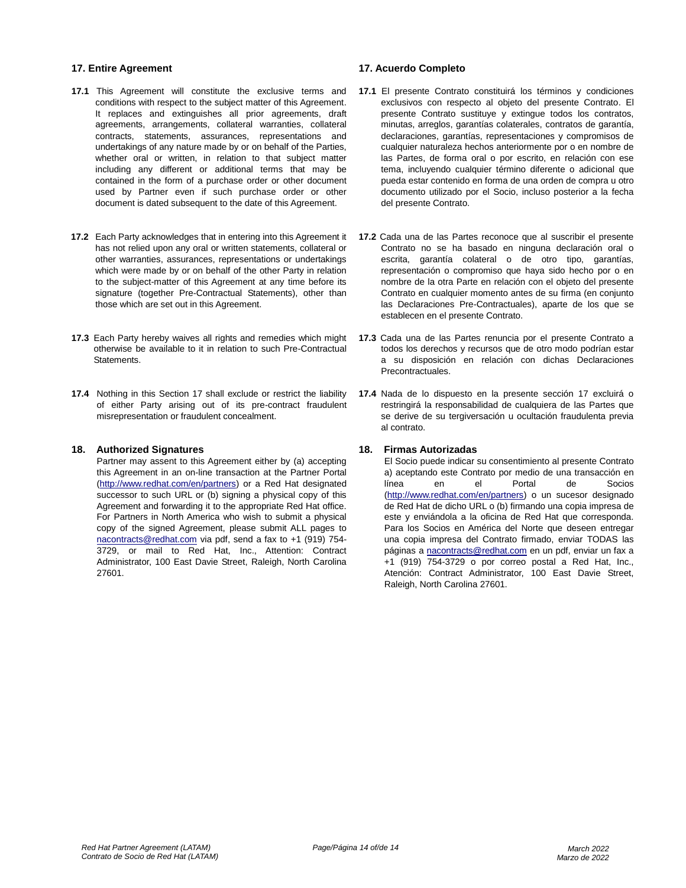## 17. Entire Agreement

**17.1** This Agreement will constitute the exclusive terms and conditions with respect to the subject matter of this Agreement. It replaces and extinguishes all prior agreements, draft agreements, arrangements, collateral warranties, collateral contracts, statements, assurances, representations and undertakings of any nature made by or on behalf of the Parties, whether oral or written, in relation to that subject matter including any different or additional terms that may be contained in the form of a purchase order or other document used by Partner even if such purchase order or other document is dated subsequent to the date of this Agreement.

**17.2** Each Party acknowledges that in entering into this Agreement it has not relied upon any oral or written statements, collateral or other warranties, assurances, representations or undertakings which were made by or on behalf of the other Party in relation to the subject-matter of this Agreement at any time before its signature (together Pre-Contractual Statements), other than those which are set out in this Agreement.

**17.3** Each Party hereby waives all rights and remedies which might otherwise be available to it in relation to such Pre-Contractual Statements.

**17.4** Nothing in this Section 17 shall exclude or restrict the liability of either Party arising out of its pre-contract fraudulent misrepresentation or fraudulent concealment.

## 18. Authorized Signatures

Partner may assent to this Agreement either by (a) accepting this Agreement in an on-line transaction at the Partner Portal (http://www.redhat.com/en/partners) or a Red Hat designated successor to such URL or (b) signing a physical copy of this Agreement and forwarding it to the appropriate Red Hat office. For Partners in North America who wish to submit a physical copy of the signed Agreement, please submit ALL pages to nacontracts@redhat.com via pdf, send a fax to +1 (919) 754-3729, or mail to Red Hat, Inc., Attention: Contract Administrator, 100 East Davie Street, Raleigh, North Carolina 27601.

## 17. Acuerdo Completo

**17.1** El presente Contrato constituirá los términos y condiciones exclusivos con respecto al objeto del presente Contrato. El presente Contrato sustituye y extingue todos los contratos, minutas, arreglos, garantías colaterales, contratos de garantía, declaraciones, garantías, representaciones y compromisos de cualquier naturaleza hechos anteriormente por o en nombre de las Partes, de forma oral o por escrito, en relación con ese tema, incluyendo cualquier término diferente o adicional que pueda estar contenido en forma de una orden de compra u otro documento utilizado por el Socio, incluso posterior a la fecha del presente Contrato.

**17.2** Cada una de las Partes reconoce que al suscribir el presente Contrato no se ha basado en ninguna declaración oral o escrita, garantía colateral o de otro tipo, garantías, representación o compromiso que haya sido hecho por o en nombre de la otra Parte en relación con el objeto del presente Contrato en cualquier momento antes de su firma (en conjunto las Declaraciones Pre-Contractuales), aparte de los que se establecen en el presente Contrato.

**17.3** Cada una de las Partes renuncia por el presente Contrato a todos los derechos y recursos que de otro modo podrían estar a su disposición en relación con dichas Declaraciones Precontractuales.

**17.4** Nada de lo dispuesto en la presente sección 17 excluirá o restringirá la responsabilidad de cualquiera de las Partes que se derive de su tergiversación u ocultación fraudulenta previa al contrato.

## 18. Firmas Autorizadas

El Socio puede indicar su consentimiento al presente Contrato a) aceptando este Contrato por medio de una transacción en línea en el Portal de Socios (http://www.redhat.com/en/partners) o un sucesor designado de Red Hat de dicho URL o (b) firmando una copia impresa de este y enviándola a la oficina de Red Hat que corresponda. Para los Socios en América del Norte que deseen entregar una copia impresa del Contrato firmado, enviar TODAS las páginas a nacontracts@redhat.com en un pdf, enviar un fax a +1 (919) 754-3729 o por correo postal a Red Hat, Inc., Atención: Contract Administrator, 100 East Davie Street, Raleigh, North Carolina 27601.